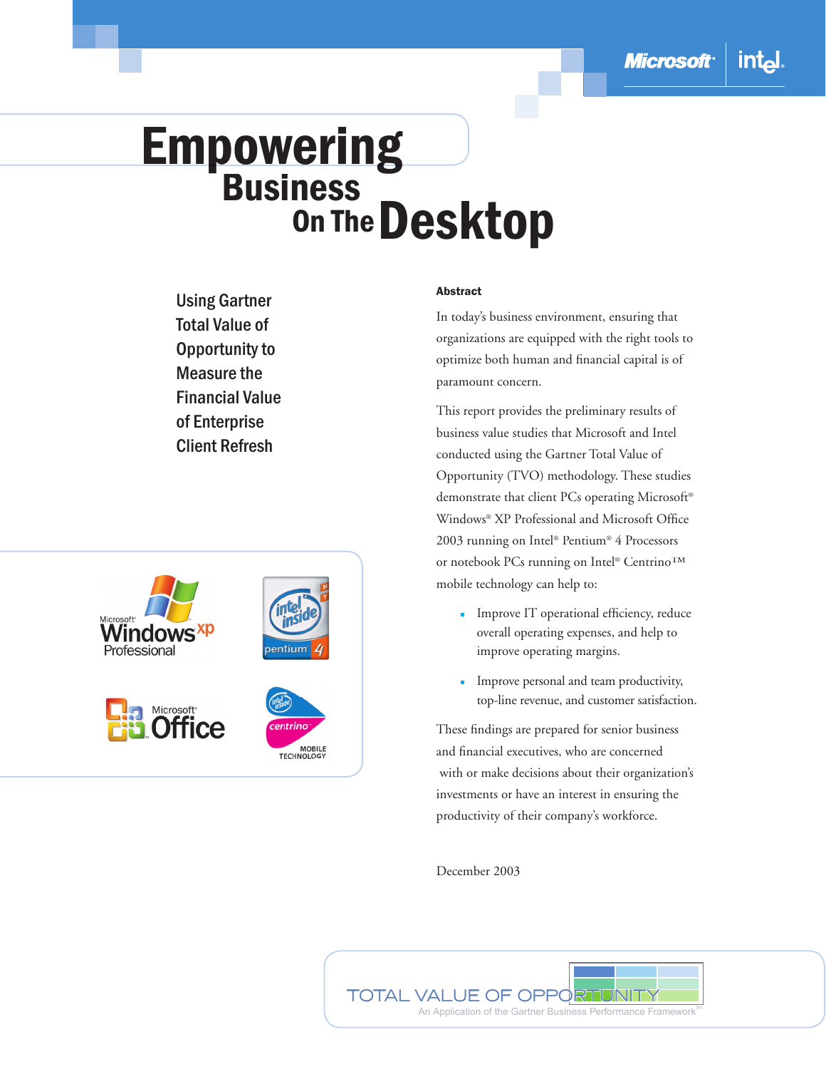# Empowering Business On The Desktop

## Using Gartner Total Value of Opportunity to Measure the Financial Value of Enterprise Client Refresh

**Abstract**

In today's business environment, ensuring that organizations are equipped with the right tools to optimize both human and financial capital is of paramount concern.

This report provides the preliminary results of business value studies that Microsoft and Intel conducted using the Gartner Total Value of Opportunity (TVO) methodology. These studies demonstrate that client PCs operating Microsoft® Windows® XP Professional and Microsoft Office 2003 running on Intel® Pentium® 4 Processors or notebook PCs running on Intel® Centrino™ mobile technology can help to:

- Improve IT operational efficiency, reduce overall operating expenses, and help to improve operating margins.
- Improve personal and team productivity, top-line revenue, and customer satisfaction.

These findings are prepared for senior business and financial executives, who are concerned with or make decisions about their organization's investments or have an interest in ensuring the productivity of their company's workforce.

December 2003

TOTAL VALUE OF OPPORTUNITY

An Application of the Gartner Business Performance Framework℠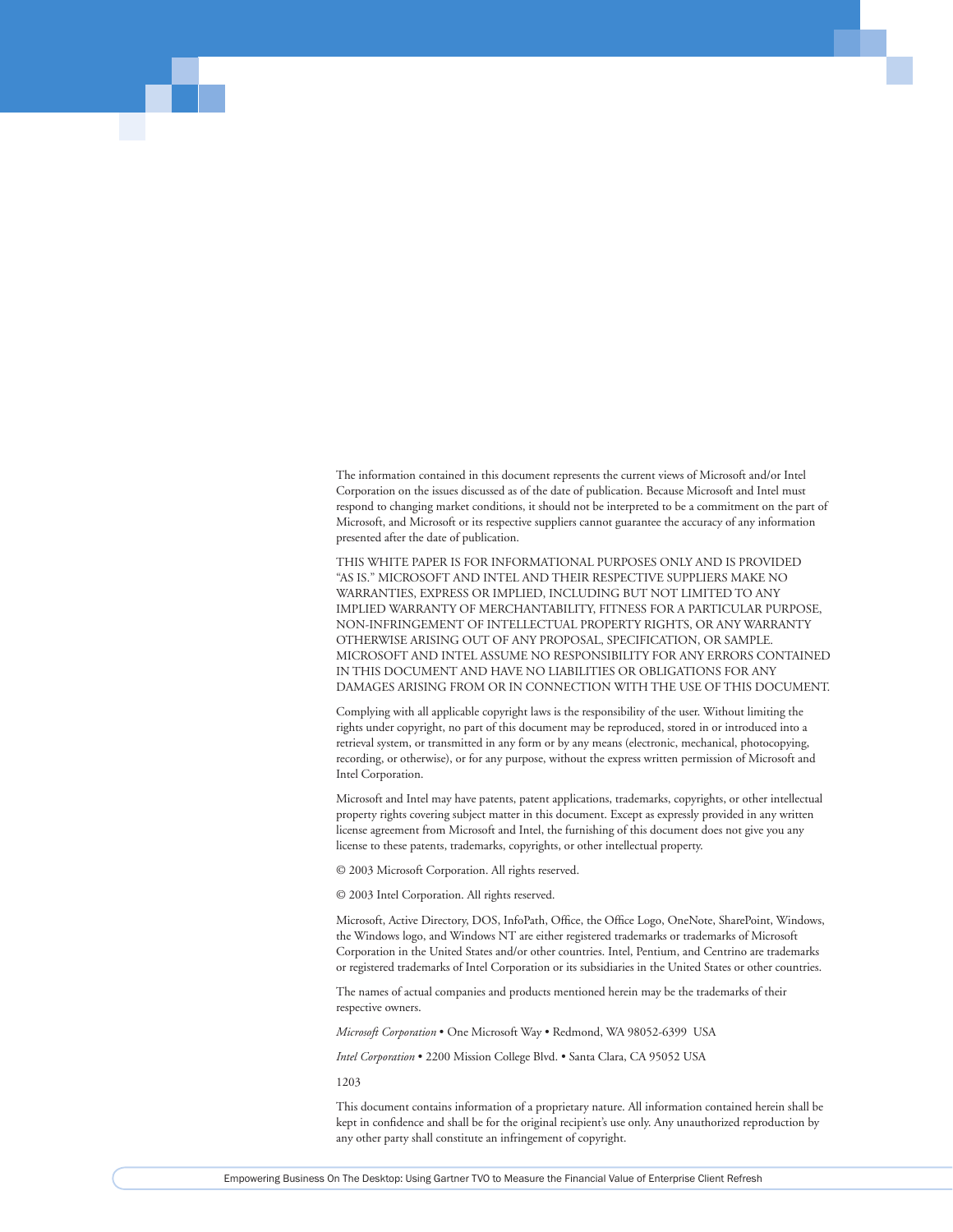The information contained in this document represents the current views of Microsoft and/or Intel Corporation on the issues discussed as of the date of publication. Because Microsoft and Intel must respond to changing market conditions, it should not be interpreted to be a commitment on the part of Microsoft, and Microsoft or its respective suppliers cannot guarantee the accuracy of any information presented after the date of publication.

THIS WHITE PAPER IS FOR INFORMATIONAL PURPOSES ONLY AND IS PROVIDED "AS IS." MICROSOFT AND INTEL AND THEIR RESPECTIVE SUPPLIERS MAKE NO WARRANTIES, EXPRESS OR IMPLIED, INCLUDING BUT NOT LIMITED TO ANY IMPLIED WARRANTY OF MERCHANTABILITY, FITNESS FOR A PARTICULAR PURPOSE, NON-INFRINGEMENT OF INTELLECTUAL PROPERTY RIGHTS, OR ANY WARRANTY OTHERWISE ARISING OUT OF ANY PROPOSAL, SPECIFICATION, OR SAMPLE. MICROSOFT AND INTEL ASSUME NO RESPONSIBILITY FOR ANY ERRORS CONTAINED IN THIS DOCUMENT AND HAVE NO LIABILITIES OR OBLIGATIONS FOR ANY DAMAGES ARISING FROM OR IN CONNECTION WITH THE USE OF THIS DOCUMENT.

Complying with all applicable copyright laws is the responsibility of the user. Without limiting the rights under copyright, no part of this document may be reproduced, stored in or introduced into a retrieval system, or transmitted in any form or by any means (electronic, mechanical, photocopying, recording, or otherwise), or for any purpose, without the express written permission of Microsoft and Intel Corporation.

Microsoft and Intel may have patents, patent applications, trademarks, copyrights, or other intellectual property rights covering subject matter in this document. Except as expressly provided in any written license agreement from Microsoft and Intel, the furnishing of this document does not give you any license to these patents, trademarks, copyrights, or other intellectual property.

© 2003 Microsoft Corporation. All rights reserved.

© 2003 Intel Corporation. All rights reserved.

Microsoft, Active Directory, DOS, InfoPath, Office, the Office Logo, OneNote, SharePoint, Windows, the Windows logo, and Windows NT are either registered trademarks or trademarks of Microsoft Corporation in the United States and/or other countries. Intel, Pentium, and Centrino are trademarks or registered trademarks of Intel Corporation or its subsidiaries in the United States or other countries.

The names of actual companies and products mentioned herein may be the trademarks of their respective owners.

*Microsoft Corporation* • One Microsoft Way • Redmond, WA 98052-6399 USA

*Intel Corporation* • 2200 Mission College Blvd. • Santa Clara, CA 95052 USA

1203

This document contains information of a proprietary nature. All information contained herein shall be kept in confidence and shall be for the original recipient's use only. Any unauthorized reproduction by any other party shall constitute an infringement of copyright.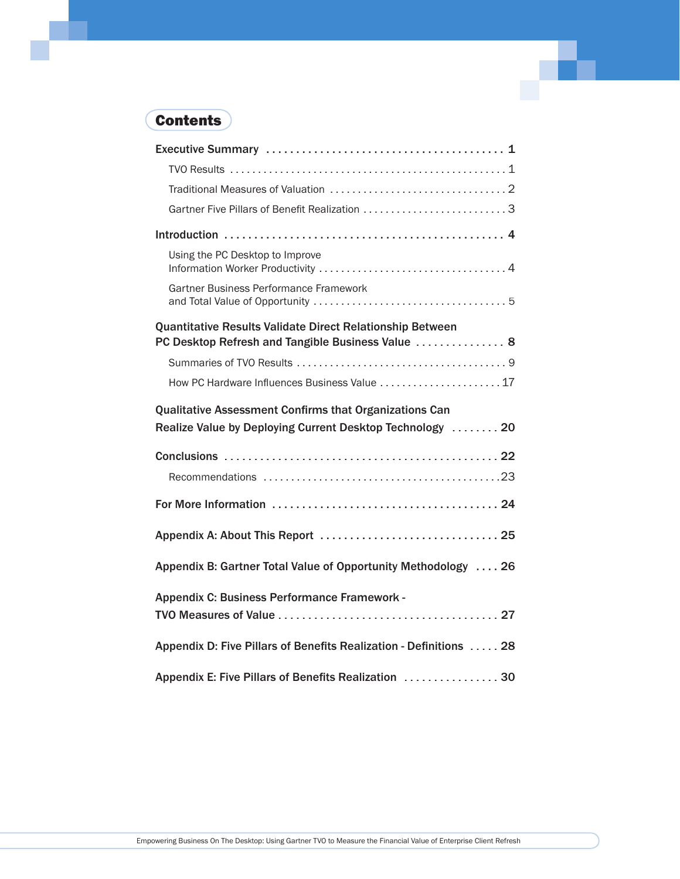# Contents

**Executive Summary** . . . . . . . . . . . . . . . . . . . . . . . . . . . . . . . . . . . . . . . . **1**

- TVO Results . . . . . . . . . . . . . . . . . . . . . . . . . . . . . . . . . . . . . . . . . . . . . . . . . . 1
- Traditional Measures of Valuation . . . . . . . . . . . . . . . . . . . . . . . . . . . . . . . . 2
- Gartner Five Pillars of Benefit Realization . . . . . . . . . . . . . . . . . . . . . . . . . . 3

**Introduction** . . . . . . . . . . . . . . . . . . . . . . . . . . . . . . . . . . . . . . . . . . . . . . . **4**

- Using the PC Desktop to Improve Information Worker Productivity . . . . . . . . . . . . . . . . . . . . . . . . . . . . . . . . . 4
- Gartner Business Performance Framework and Total Value of Opportunity . . . . . . . . . . . . . . . . . . . . . . . . . . . . . . . . . . 5

**Quantitative Results Validate Direct Relationship Between PC Desktop Refresh and Tangible Business Value** . . . . . . . . . . . . . . . **8**

- Summaries of TVO Results . . . . . . . . . . . . . . . . . . . . . . . . . . . . . . . . . . . . . . 9
- How PC Hardware Influences Business Value . . . . . . . . . . . . . . . . . . . . . . 17

**Qualitative Assessment Confirms that Organizations Can Realize Value by Deploying Current Desktop Technology** . . . . . . . . **20**

**Conclusions** . . . . . . . . . . . . . . . . . . . . . . . . . . . . . . . . . . . . . . . . . . . . . . . **22**

- Recommendations . . . . . . . . . . . . . . . . . . . . . . . . . . . . . . . . . . . . . . . . . . 23

**For More Information** . . . . . . . . . . . . . . . . . . . . . . . . . . . . . . . . . . . . . . . **24**

**Appendix A: About This Report** . . . . . . . . . . . . . . . . . . . . . . . . . . . . . . **25**

**Appendix B: Gartner Total Value of Opportunity Methodology** . . . . **26**

**Appendix C: Business Performance Framework - TVO Measures of Value** . . . . . . . . . . . . . . . . . . . . . . . . . . . . . . . . . . . . . **27**

**Appendix D: Five Pillars of Benefits Realization - Definitions** . . . . . **28**

**Appendix E: Five Pillars of Benefits Realization** . . . . . . . . . . . . . . . . **30**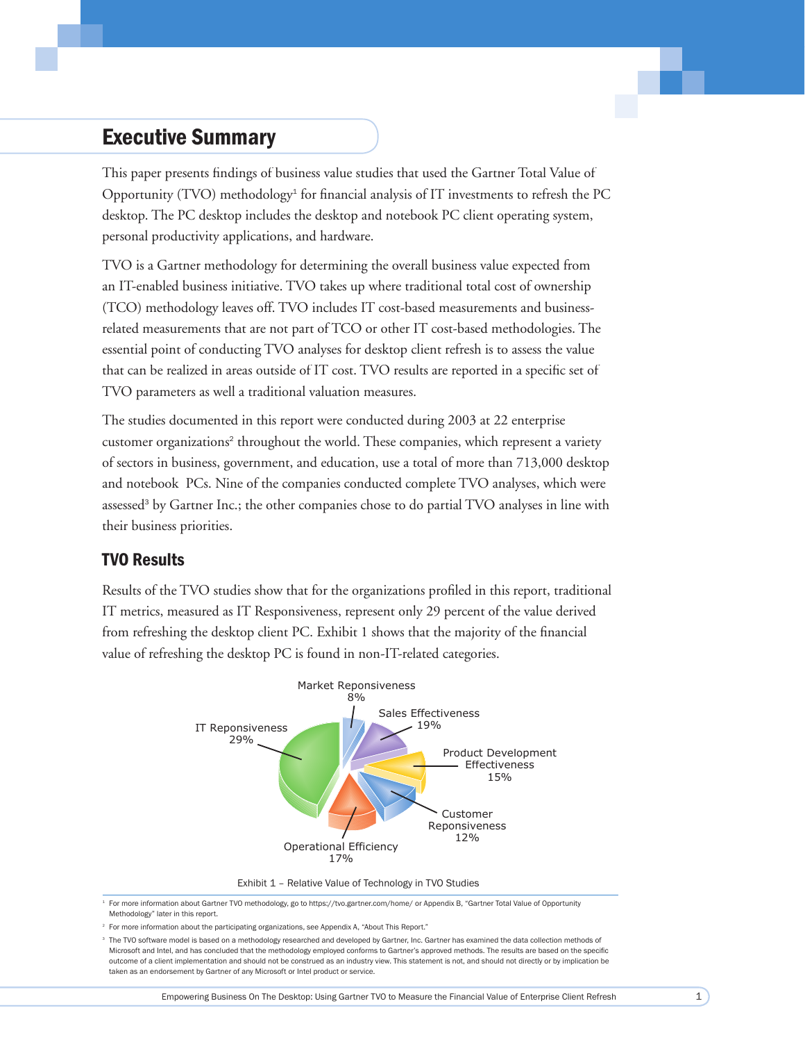## Executive Summary

This paper presents findings of business value studies that used the Gartner Total Value of Opportunity (TVO) methodology[1] for financial analysis of IT investments to refresh the PC desktop. The PC desktop includes the desktop and notebook PC client operating system, personal productivity applications, and hardware.

TVO is a Gartner methodology for determining the overall business value expected from an IT-enabled business initiative. TVO takes up where traditional total cost of ownership (TCO) methodology leaves off. TVO includes IT cost-based measurements and business-related measurements that are not part of TCO or other IT cost-based methodologies. The essential point of conducting TVO analyses for desktop client refresh is to assess the value that can be realized in areas outside of IT cost. TVO results are reported in a specific set of TVO parameters as well a traditional valuation measures.

The studies documented in this report were conducted during 2003 at 22 enterprise customer organizations[2] throughout the world. These companies, which represent a variety of sectors in business, government, and education, use a total of more than 713,000 desktop and notebook PCs. Nine of the companies conducted complete TVO analyses, which were assessed[3] by Gartner Inc.; the other companies chose to do partial TVO analyses in line with their business priorities.

### TVO Results

Results of the TVO studies show that for the organizations profiled in this report, traditional IT metrics, measured as IT Responsiveness, represent only 29 percent of the value derived from refreshing the desktop client PC. Exhibit 1 shows that the majority of the financial value of refreshing the desktop PC is found in non-IT-related categories.

Market Reponsiveness 8%
Sales Effectiveness 19%
Product Development Effectiveness 15%
Customer Reponsiveness 12%
Operational Efficiency 17%
IT Reponsiveness 29%

Exhibit 1 – Relative Value of Technology in TVO Studies

[1] For more information about Gartner TVO methodology, go to https://tvo.gartner.com/home/ or Appendix B, "Gartner Total Value of Opportunity Methodology" later in this report.

[2] For more information about the participating organizations, see Appendix A, "About This Report."

[3] The TVO software model is based on a methodology researched and developed by Gartner, Inc. Gartner has examined the data collection methods of Microsoft and Intel, and has concluded that the methodology employed conforms to Gartner's approved methods. The results are based on the specific outcome of a client implementation and should not be construed as an industry view. This statement is not, and should not directly or by implication be taken as an endorsement by Gartner of any Microsoft or Intel product or service.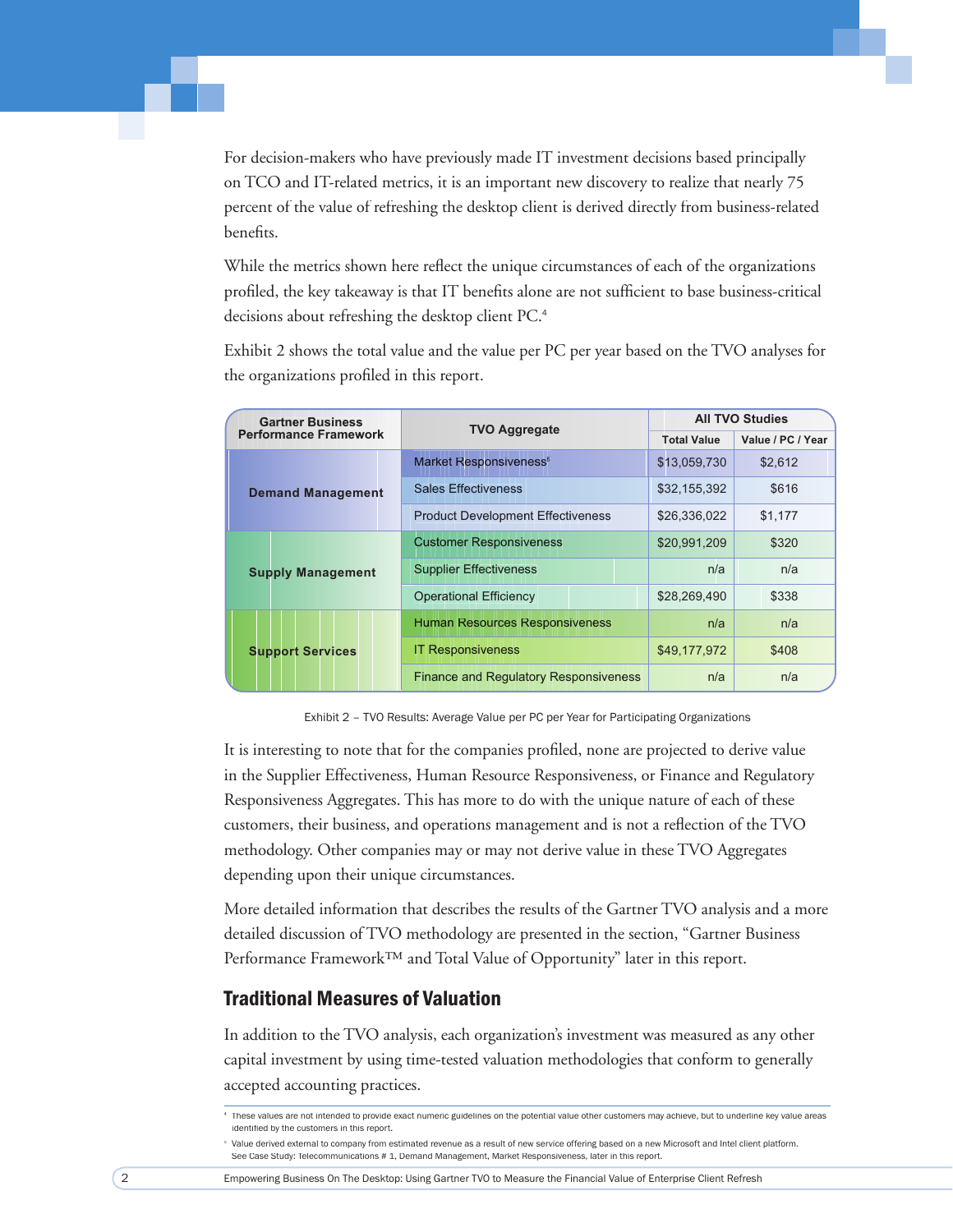For decision-makers who have previously made IT investment decisions based principally on TCO and IT-related metrics, it is an important new discovery to realize that nearly 75 percent of the value of refreshing the desktop client is derived directly from business-related benefits.

While the metrics shown here reflect the unique circumstances of each of the organizations profiled, the key takeaway is that IT benefits alone are not sufficient to base business-critical decisions about refreshing the desktop client PC.[4]

Exhibit 2 shows the total value and the value per PC per year based on the TVO analyses for the organizations profiled in this report.

| Gartner Business Performance Framework | TVO Aggregate | All TVO Studies | |
|---|---|---|---|
| | | Total Value | Value / PC / Year |
| Demand Management | Market Responsiveness[5] | $13,059,730 | $2,612 |
| | Sales Effectiveness | $32,155,392 | $616 |
| | Product Development Effectiveness | $26,336,022 | $1,177 |
| Supply Management | Customer Responsiveness | $20,991,209 | $320 |
| | Supplier Effectiveness | n/a | n/a |
| | Operational Efficiency | $28,269,490 | $338 |
| Support Services | Human Resources Responsiveness | n/a | n/a |
| | IT Responsiveness | $49,177,972 | $408 |
| | Finance and Regulatory Responsiveness | n/a | n/a |

Exhibit 2 – TVO Results: Average Value per PC per Year for Participating Organizations

It is interesting to note that for the companies profiled, none are projected to derive value in the Supplier Effectiveness, Human Resource Responsiveness, or Finance and Regulatory Responsiveness Aggregates. This has more to do with the unique nature of each of these customers, their business, and operations management and is not a reflection of the TVO methodology. Other companies may or may not derive value in these TVO Aggregates depending upon their unique circumstances.

More detailed information that describes the results of the Gartner TVO analysis and a more detailed discussion of TVO methodology are presented in the section, "Gartner Business Performance Framework™ and Total Value of Opportunity" later in this report.

## Traditional Measures of Valuation

In addition to the TVO analysis, each organization's investment was measured as any other capital investment by using time-tested valuation methodologies that conform to generally accepted accounting practices.

---

[4] These values are not intended to provide exact numeric guidelines on the potential value other customers may achieve, but to underline key value areas identified by the customers in this report.

[5] Value derived external to company from estimated revenue as a result of new service offering based on a new Microsoft and Intel client platform. See Case Study: Telecommunications # 1, Demand Management, Market Responsiveness, later in this report.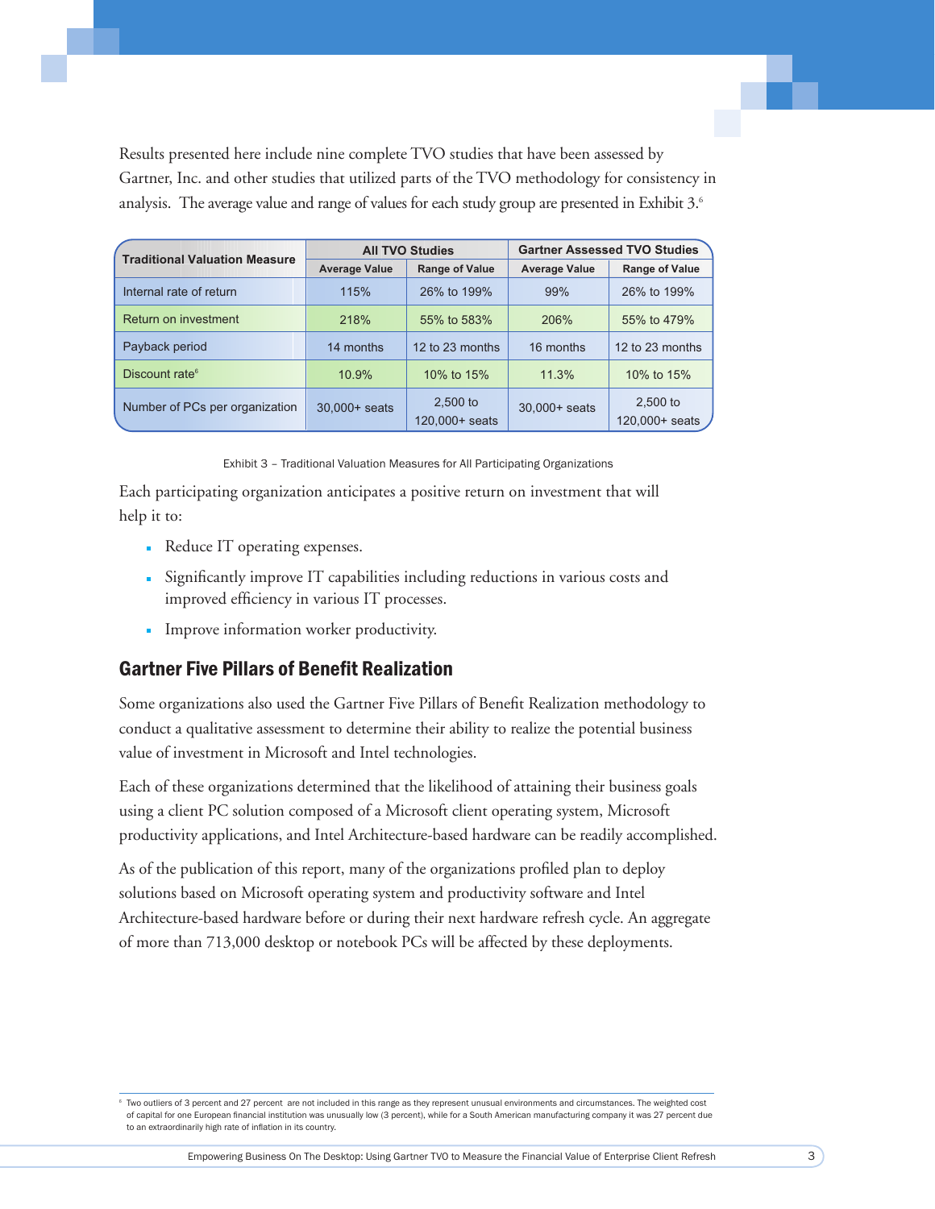Results presented here include nine complete TVO studies that have been assessed by Gartner, Inc. and other studies that utilized parts of the TVO methodology for consistency in analysis. The average value and range of values for each study group are presented in Exhibit 3.[6]

| Traditional Valuation Measure | All TVO Studies | | Gartner Assessed TVO Studies | |
|---|---|---|---|---|
| | Average Value | Range of Value | Average Value | Range of Value |
| Internal rate of return | 115% | 26% to 199% | 99% | 26% to 199% |
| Return on investment | 218% | 55% to 583% | 206% | 55% to 479% |
| Payback period | 14 months | 12 to 23 months | 16 months | 12 to 23 months |
| Discount rate[6] | 10.9% | 10% to 15% | 11.3% | 10% to 15% |
| Number of PCs per organization | 30,000+ seats | 2,500 to 120,000+ seats | 30,000+ seats | 2,500 to 120,000+ seats |

Exhibit 3 – Traditional Valuation Measures for All Participating Organizations

Each participating organization anticipates a positive return on investment that will help it to:

- Reduce IT operating expenses.
- Significantly improve IT capabilities including reductions in various costs and improved efficiency in various IT processes.
- Improve information worker productivity.

## Gartner Five Pillars of Benefit Realization

Some organizations also used the Gartner Five Pillars of Benefit Realization methodology to conduct a qualitative assessment to determine their ability to realize the potential business value of investment in Microsoft and Intel technologies.

Each of these organizations determined that the likelihood of attaining their business goals using a client PC solution composed of a Microsoft client operating system, Microsoft productivity applications, and Intel Architecture-based hardware can be readily accomplished.

As of the publication of this report, many of the organizations profiled plan to deploy solutions based on Microsoft operating system and productivity software and Intel Architecture-based hardware before or during their next hardware refresh cycle. An aggregate of more than 713,000 desktop or notebook PCs will be affected by these deployments.

[6] Two outliers of 3 percent and 27 percent are not included in this range as they represent unusual environments and circumstances. The weighted cost of capital for one European financial institution was unusually low (3 percent), while for a South American manufacturing company it was 27 percent due to an extraordinarily high rate of inflation in its country.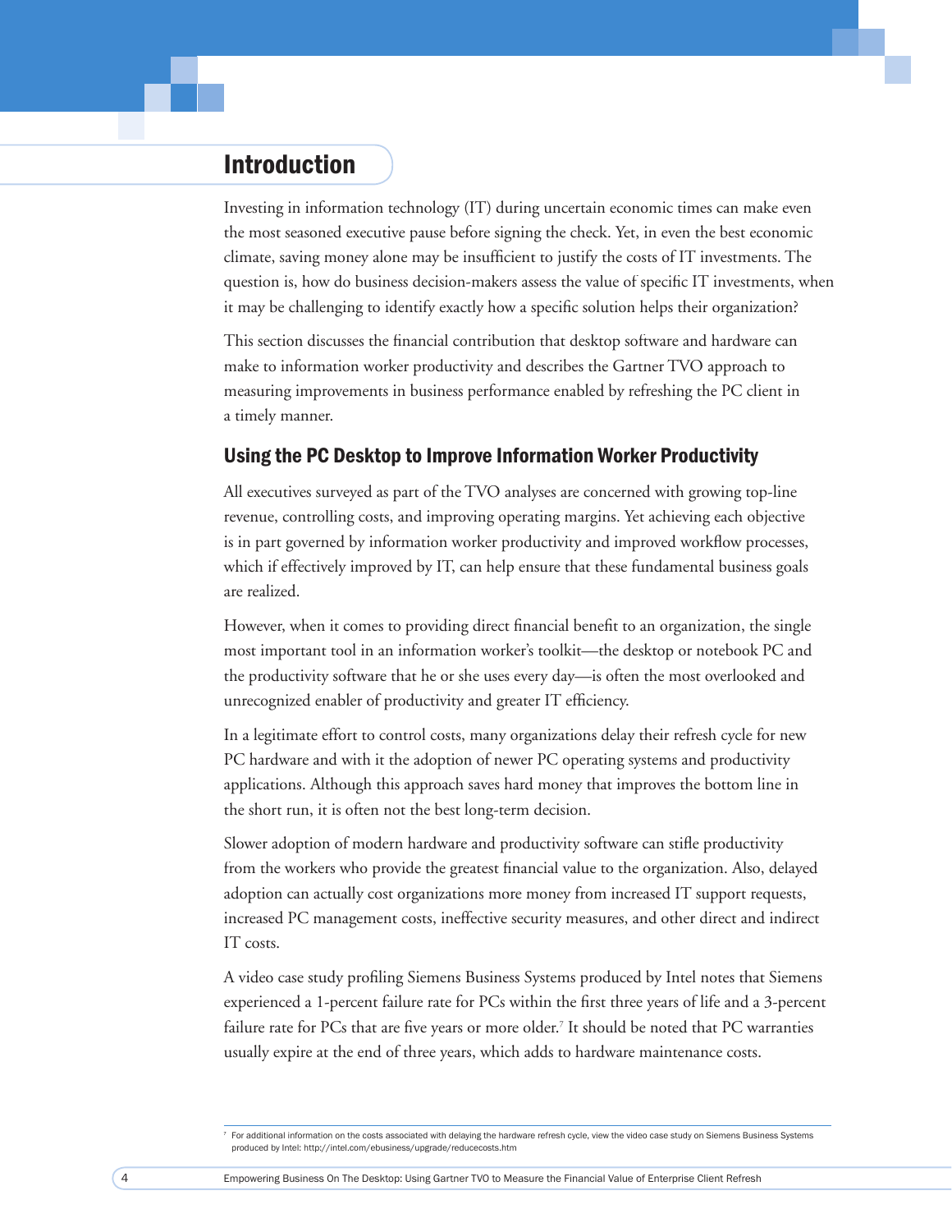# Introduction

Investing in information technology (IT) during uncertain economic times can make even the most seasoned executive pause before signing the check. Yet, in even the best economic climate, saving money alone may be insufficient to justify the costs of IT investments. The question is, how do business decision-makers assess the value of specific IT investments, when it may be challenging to identify exactly how a specific solution helps their organization?

This section discusses the financial contribution that desktop software and hardware can make to information worker productivity and describes the Gartner TVO approach to measuring improvements in business performance enabled by refreshing the PC client in a timely manner.

## Using the PC Desktop to Improve Information Worker Productivity

All executives surveyed as part of the TVO analyses are concerned with growing top-line revenue, controlling costs, and improving operating margins. Yet achieving each objective is in part governed by information worker productivity and improved workflow processes, which if effectively improved by IT, can help ensure that these fundamental business goals are realized.

However, when it comes to providing direct financial benefit to an organization, the single most important tool in an information worker's toolkit—the desktop or notebook PC and the productivity software that he or she uses every day—is often the most overlooked and unrecognized enabler of productivity and greater IT efficiency.

In a legitimate effort to control costs, many organizations delay their refresh cycle for new PC hardware and with it the adoption of newer PC operating systems and productivity applications. Although this approach saves hard money that improves the bottom line in the short run, it is often not the best long-term decision.

Slower adoption of modern hardware and productivity software can stifle productivity from the workers who provide the greatest financial value to the organization. Also, delayed adoption can actually cost organizations more money from increased IT support requests, increased PC management costs, ineffective security measures, and other direct and indirect IT costs.

A video case study profiling Siemens Business Systems produced by Intel notes that Siemens experienced a 1-percent failure rate for PCs within the first three years of life and a 3-percent failure rate for PCs that are five years or more older.[7] It should be noted that PC warranties usually expire at the end of three years, which adds to hardware maintenance costs.

---

[7] For additional information on the costs associated with delaying the hardware refresh cycle, view the video case study on Siemens Business Systems produced by Intel: http://intel.com/ebusiness/upgrade/reducecosts.htm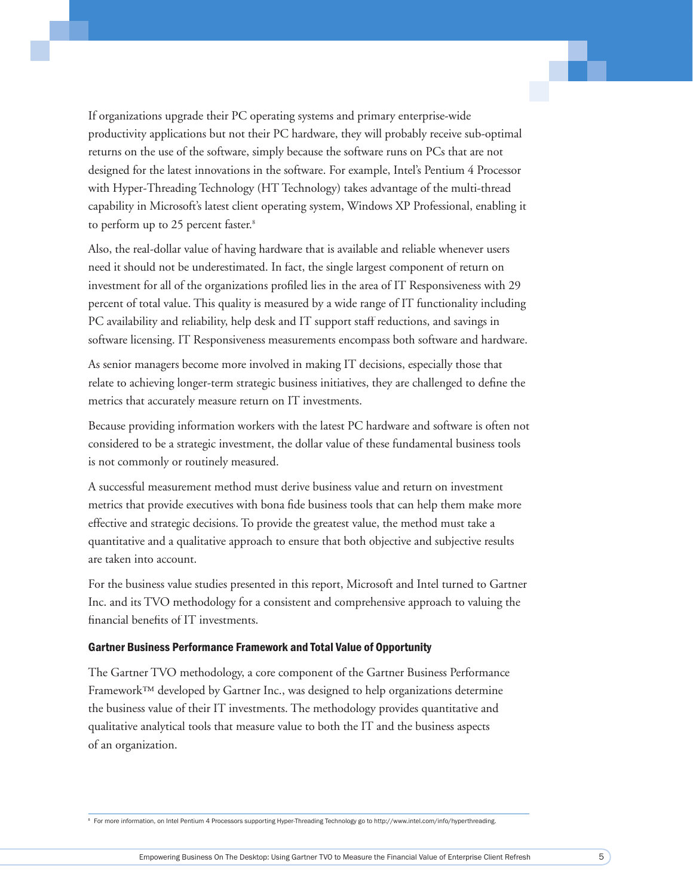If organizations upgrade their PC operating systems and primary enterprise-wide productivity applications but not their PC hardware, they will probably receive sub-optimal returns on the use of the software, simply because the software runs on PCs that are not designed for the latest innovations in the software. For example, Intel's Pentium 4 Processor with Hyper-Threading Technology (HT Technology) takes advantage of the multi-thread capability in Microsoft's latest client operating system, Windows XP Professional, enabling it to perform up to 25 percent faster.[8]

Also, the real-dollar value of having hardware that is available and reliable whenever users need it should not be underestimated. In fact, the single largest component of return on investment for all of the organizations profiled lies in the area of IT Responsiveness with 29 percent of total value. This quality is measured by a wide range of IT functionality including PC availability and reliability, help desk and IT support staff reductions, and savings in software licensing. IT Responsiveness measurements encompass both software and hardware.

As senior managers become more involved in making IT decisions, especially those that relate to achieving longer-term strategic business initiatives, they are challenged to define the metrics that accurately measure return on IT investments.

Because providing information workers with the latest PC hardware and software is often not considered to be a strategic investment, the dollar value of these fundamental business tools is not commonly or routinely measured.

A successful measurement method must derive business value and return on investment metrics that provide executives with bona fide business tools that can help them make more effective and strategic decisions. To provide the greatest value, the method must take a quantitative and a qualitative approach to ensure that both objective and subjective results are taken into account.

For the business value studies presented in this report, Microsoft and Intel turned to Gartner Inc. and its TVO methodology for a consistent and comprehensive approach to valuing the financial benefits of IT investments.

### Gartner Business Performance Framework and Total Value of Opportunity

The Gartner TVO methodology, a core component of the Gartner Business Performance Framework™ developed by Gartner Inc., was designed to help organizations determine the business value of their IT investments. The methodology provides quantitative and qualitative analytical tools that measure value to both the IT and the business aspects of an organization.

[8] For more information, on Intel Pentium 4 Processors supporting Hyper-Threading Technology go to http://www.intel.com/info/hyperthreading.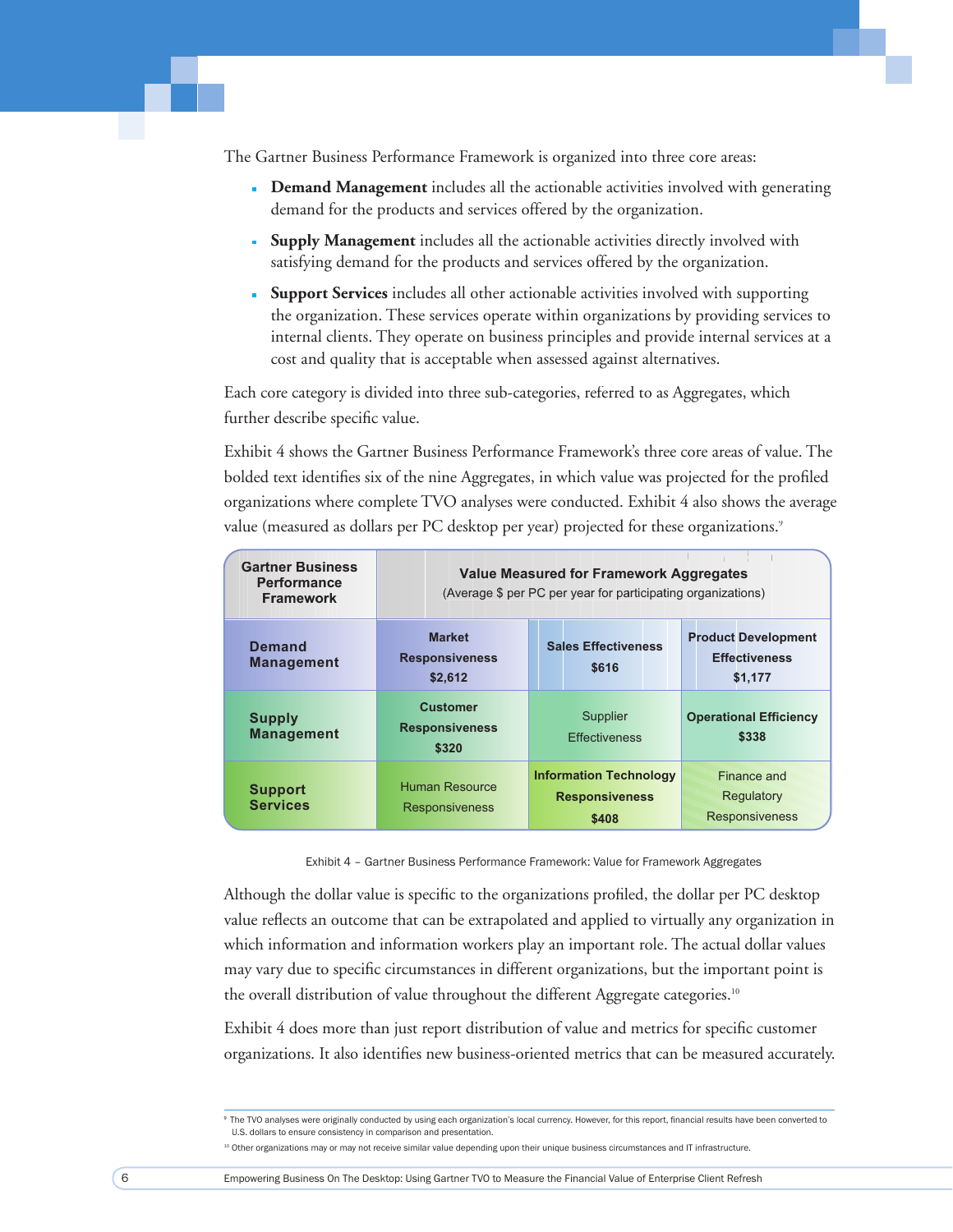The Gartner Business Performance Framework is organized into three core areas:

- **Demand Management** includes all the actionable activities involved with generating demand for the products and services offered by the organization.
- **Supply Management** includes all the actionable activities directly involved with satisfying demand for the products and services offered by the organization.
- **Support Services** includes all other actionable activities involved with supporting the organization. These services operate within organizations by providing services to internal clients. They operate on business principles and provide internal services at a cost and quality that is acceptable when assessed against alternatives.

Each core category is divided into three sub-categories, referred to as Aggregates, which further describe specific value.

Exhibit 4 shows the Gartner Business Performance Framework's three core areas of value. The bolded text identifies six of the nine Aggregates, in which value was projected for the profiled organizations where complete TVO analyses were conducted. Exhibit 4 also shows the average value (measured as dollars per PC desktop per year) projected for these organizations.[9]

| Gartner Business Performance Framework | Value Measured for Framework Aggregates (Average $ per PC per year for participating organizations) | | |
|---|---|---|---|
| **Demand Management** | **Market Responsiveness $2,612** | **Sales Effectiveness $616** | **Product Development Effectiveness $1,177** |
| **Supply Management** | **Customer Responsiveness $320** | Supplier Effectiveness | **Operational Efficiency $338** |
| **Support Services** | Human Resource Responsiveness | **Information Technology Responsiveness $408** | Finance and Regulatory Responsiveness |

Exhibit 4 – Gartner Business Performance Framework: Value for Framework Aggregates

Although the dollar value is specific to the organizations profiled, the dollar per PC desktop value reflects an outcome that can be extrapolated and applied to virtually any organization in which information and information workers play an important role. The actual dollar values may vary due to specific circumstances in different organizations, but the important point is the overall distribution of value throughout the different Aggregate categories.[10]

Exhibit 4 does more than just report distribution of value and metrics for specific customer organizations. It also identifies new business-oriented metrics that can be measured accurately.

[9] The TVO analyses were originally conducted by using each organization's local currency. However, for this report, financial results have been converted to U.S. dollars to ensure consistency in comparison and presentation.

[10] Other organizations may or may not receive similar value depending upon their unique business circumstances and IT infrastructure.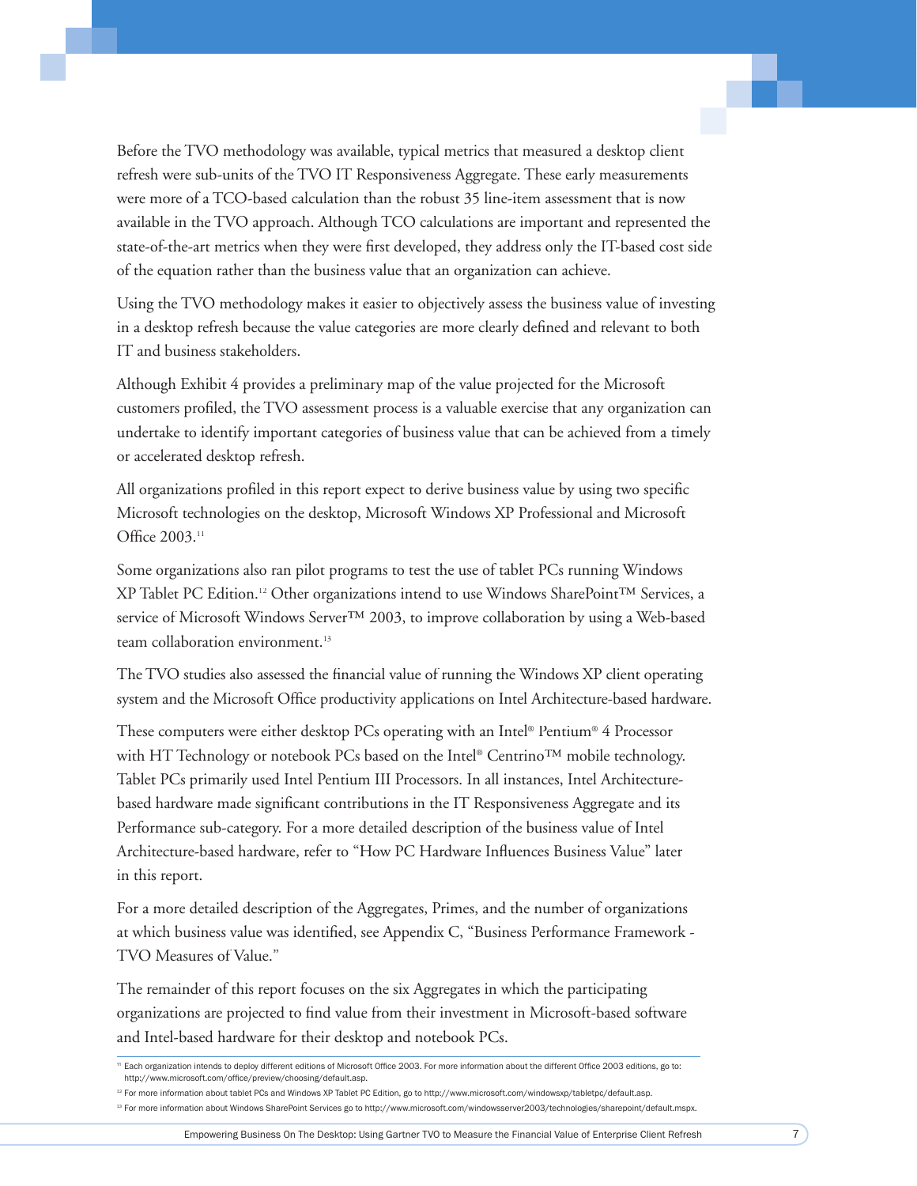Before the TVO methodology was available, typical metrics that measured a desktop client refresh were sub-units of the TVO IT Responsiveness Aggregate. These early measurements were more of a TCO-based calculation than the robust 35 line-item assessment that is now available in the TVO approach. Although TCO calculations are important and represented the state-of-the-art metrics when they were first developed, they address only the IT-based cost side of the equation rather than the business value that an organization can achieve.

Using the TVO methodology makes it easier to objectively assess the business value of investing in a desktop refresh because the value categories are more clearly defined and relevant to both IT and business stakeholders.

Although Exhibit 4 provides a preliminary map of the value projected for the Microsoft customers profiled, the TVO assessment process is a valuable exercise that any organization can undertake to identify important categories of business value that can be achieved from a timely or accelerated desktop refresh.

All organizations profiled in this report expect to derive business value by using two specific Microsoft technologies on the desktop, Microsoft Windows XP Professional and Microsoft Office 2003.[11]

Some organizations also ran pilot programs to test the use of tablet PCs running Windows XP Tablet PC Edition.[12] Other organizations intend to use Windows SharePoint™ Services, a service of Microsoft Windows Server™ 2003, to improve collaboration by using a Web-based team collaboration environment.[13]

The TVO studies also assessed the financial value of running the Windows XP client operating system and the Microsoft Office productivity applications on Intel Architecture-based hardware.

These computers were either desktop PCs operating with an Intel® Pentium® 4 Processor with HT Technology or notebook PCs based on the Intel® Centrino™ mobile technology. Tablet PCs primarily used Intel Pentium III Processors. In all instances, Intel Architecture-based hardware made significant contributions in the IT Responsiveness Aggregate and its Performance sub-category. For a more detailed description of the business value of Intel Architecture-based hardware, refer to "How PC Hardware Influences Business Value" later in this report.

For a more detailed description of the Aggregates, Primes, and the number of organizations at which business value was identified, see Appendix C, "Business Performance Framework - TVO Measures of Value."

The remainder of this report focuses on the six Aggregates in which the participating organizations are projected to find value from their investment in Microsoft-based software and Intel-based hardware for their desktop and notebook PCs.

---

[11] Each organization intends to deploy different editions of Microsoft Office 2003. For more information about the different Office 2003 editions, go to: http://www.microsoft.com/office/preview/choosing/default.asp.

[12] For more information about tablet PCs and Windows XP Tablet PC Edition, go to http://www.microsoft.com/windowsxp/tabletpc/default.asp.

[13] For more information about Windows SharePoint Services go to http://www.microsoft.com/windowsserver2003/technologies/sharepoint/default.mspx.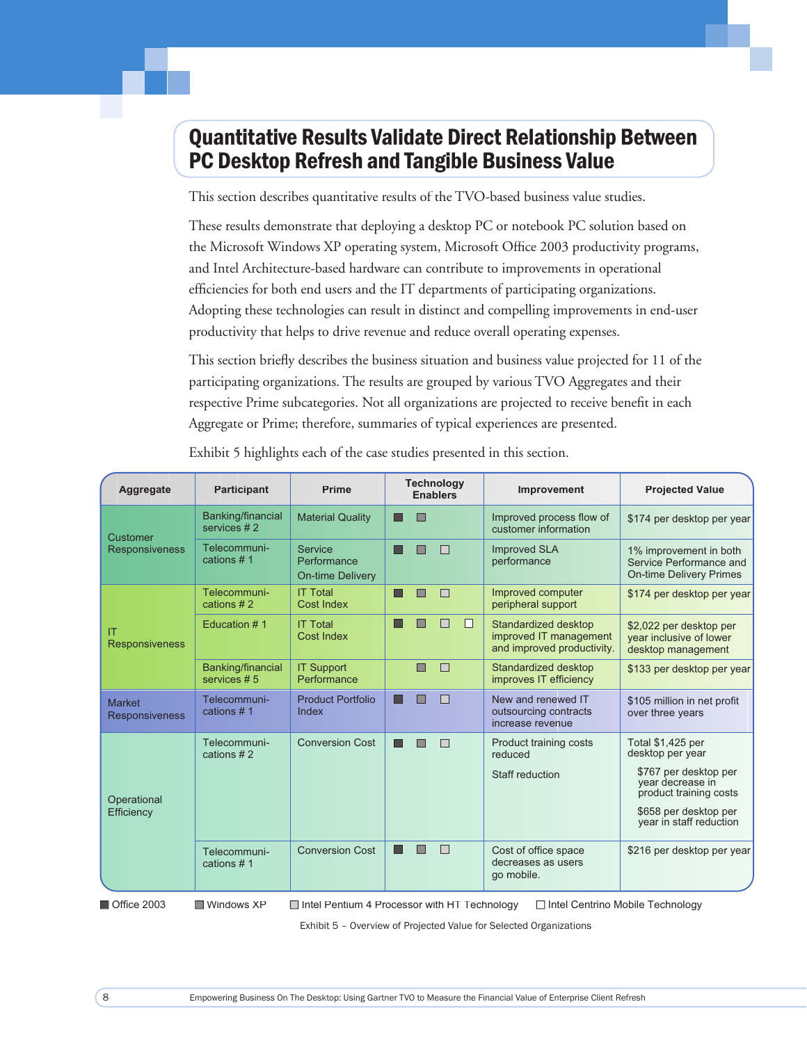# Quantitative Results Validate Direct Relationship Between PC Desktop Refresh and Tangible Business Value

This section describes quantitative results of the TVO-based business value studies.

These results demonstrate that deploying a desktop PC or notebook PC solution based on the Microsoft Windows XP operating system, Microsoft Office 2003 productivity programs, and Intel Architecture-based hardware can contribute to improvements in operational efficiencies for both end users and the IT departments of participating organizations. Adopting these technologies can result in distinct and compelling improvements in end-user productivity that helps to drive revenue and reduce overall operating expenses.

This section briefly describes the business situation and business value projected for 11 of the participating organizations. The results are grouped by various TVO Aggregates and their respective Prime subcategories. Not all organizations are projected to receive benefit in each Aggregate or Prime; therefore, summaries of typical experiences are presented.

Exhibit 5 highlights each of the case studies presented in this section.

| Aggregate | Participant | Prime | Technology Enablers | Improvement | Projected Value |
|---|---|---|---|---|---|
| Customer Responsiveness | Banking/financial services # 2 | Material Quality | Office 2003, Windows XP | Improved process flow of customer information | $174 per desktop per year |
| | Telecommunications # 1 | Service Performance<br>On-time Delivery | Office 2003, Windows XP, Intel Pentium 4 Processor with HT Technology | Improved SLA performance | 1% improvement in both Service Performance and On-time Delivery Primes |
| IT Responsiveness | Telecommunications # 2 | IT Total Cost Index | Office 2003, Windows XP, Intel Pentium 4 Processor with HT Technology | Improved computer peripheral support | $174 per desktop per year |
| | Education # 1 | IT Total Cost Index | Office 2003, Windows XP, Intel Pentium 4 Processor with HT Technology, Intel Centrino Mobile Technology | Standardized desktop improved IT management and improved productivity. | $2,022 per desktop per year inclusive of lower desktop management |
| | Banking/financial services # 5 | IT Support Performance | Windows XP, Intel Pentium 4 Processor with HT Technology | Standardized desktop improves IT efficiency | $133 per desktop per year |
| Market Responsiveness | Telecommunications # 1 | Product Portfolio Index | Office 2003, Windows XP, Intel Pentium 4 Processor with HT Technology | New and renewed IT outsourcing contracts increase revenue | $105 million in net profit over three years |
| Operational Efficiency | Telecommunications # 2 | Conversion Cost | Office 2003, Windows XP, Intel Pentium 4 Processor with HT Technology | Product training costs reduced<br>Staff reduction | Total $1,425 per desktop per year<br>$767 per desktop per year decrease in product training costs<br>$658 per desktop per year in staff reduction |
| | Telecommunications # 1 | Conversion Cost | Office 2003, Windows XP, Intel Pentium 4 Processor with HT Technology | Cost of office space decreases as users go mobile. | $216 per desktop per year |

■ Office 2003 ■ Windows XP □ Intel Pentium 4 Processor with HT Technology □ Intel Centrino Mobile Technology

Exhibit 5 – Overview of Projected Value for Selected Organizations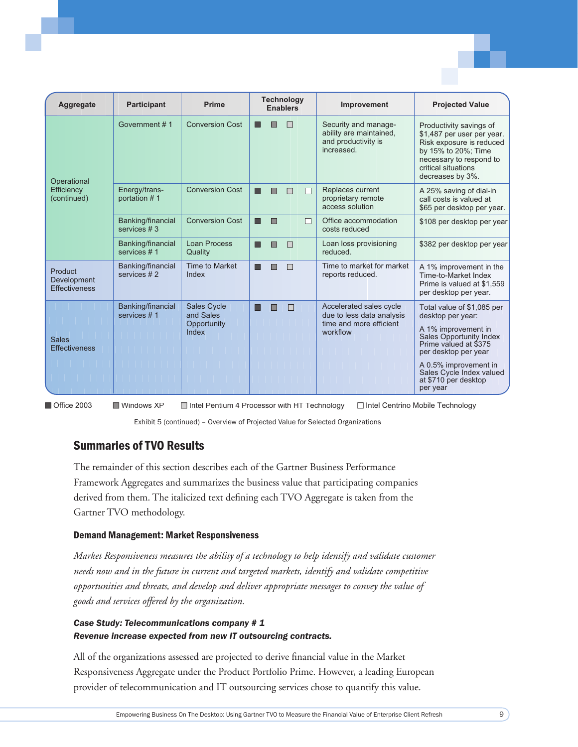| Aggregate | Participant | Prime | Technology Enablers | Improvement | Projected Value |
|---|---|---|---|---|---|
| Operational Efficiency (continued) | Government # 1 | Conversion Cost | ■ ▩ ▢ | Security and manageability are maintained, and productivity is increased. | Productivity savings of $1,487 per user per year. Risk exposure is reduced by 15% to 20%; Time necessary to respond to critical situations decreases by 3%. |
| | Energy/transportation # 1 | Conversion Cost | ■ ▩ ▢ □ | Replaces current proprietary remote access solution | A 25% saving of dial-in call costs is valued at $65 per desktop per year. |
| | Banking/financial services # 3 | Conversion Cost | ■ ▩ □ | Office accommodation costs reduced | $108 per desktop per year |
| | Banking/financial services # 1 | Loan Process Quality | ■ ▩ ▢ | Loan loss provisioning reduced. | $382 per desktop per year |
| Product Development Effectiveness | Banking/financial services # 2 | Time to Market Index | ■ ▩ ▢ | Time to market for market reports reduced. | A 1% improvement in the Time-to-Market Index Prime is valued at $1,559 per desktop per year. |
| Sales Effectiveness | Banking/financial services # 1 | Sales Cycle and Sales Opportunity Index | ■ ▩ ▢ | Accelerated sales cycle due to less data analysis time and more efficient workflow | Total value of $1,085 per desktop per year: A 1% improvement in Sales Opportunity Index Prime valued at $375 per desktop per year A 0.5% improvement in Sales Cycle Index valued at $710 per desktop per year |

■ Office 2003 ▩ Windows XP ▢ Intel Pentium 4 Processor with HT Technology □ Intel Centrino Mobile Technology

Exhibit 5 (continued) – Overview of Projected Value for Selected Organizations

## Summaries of TVO Results

The remainder of this section describes each of the Gartner Business Performance Framework Aggregates and summarizes the business value that participating companies derived from them. The italicized text defining each TVO Aggregate is taken from the Gartner TVO methodology.

### Demand Management: Market Responsiveness

*Market Responsiveness measures the ability of a technology to help identify and validate customer needs now and in the future in current and targeted markets, identify and validate competitive opportunities and threats, and develop and deliver appropriate messages to convey the value of goods and services offered by the organization.*

***Case Study: Telecommunications company # 1***
***Revenue increase expected from new IT outsourcing contracts.***

All of the organizations assessed are projected to derive financial value in the Market Responsiveness Aggregate under the Product Portfolio Prime. However, a leading European provider of telecommunication and IT outsourcing services chose to quantify this value.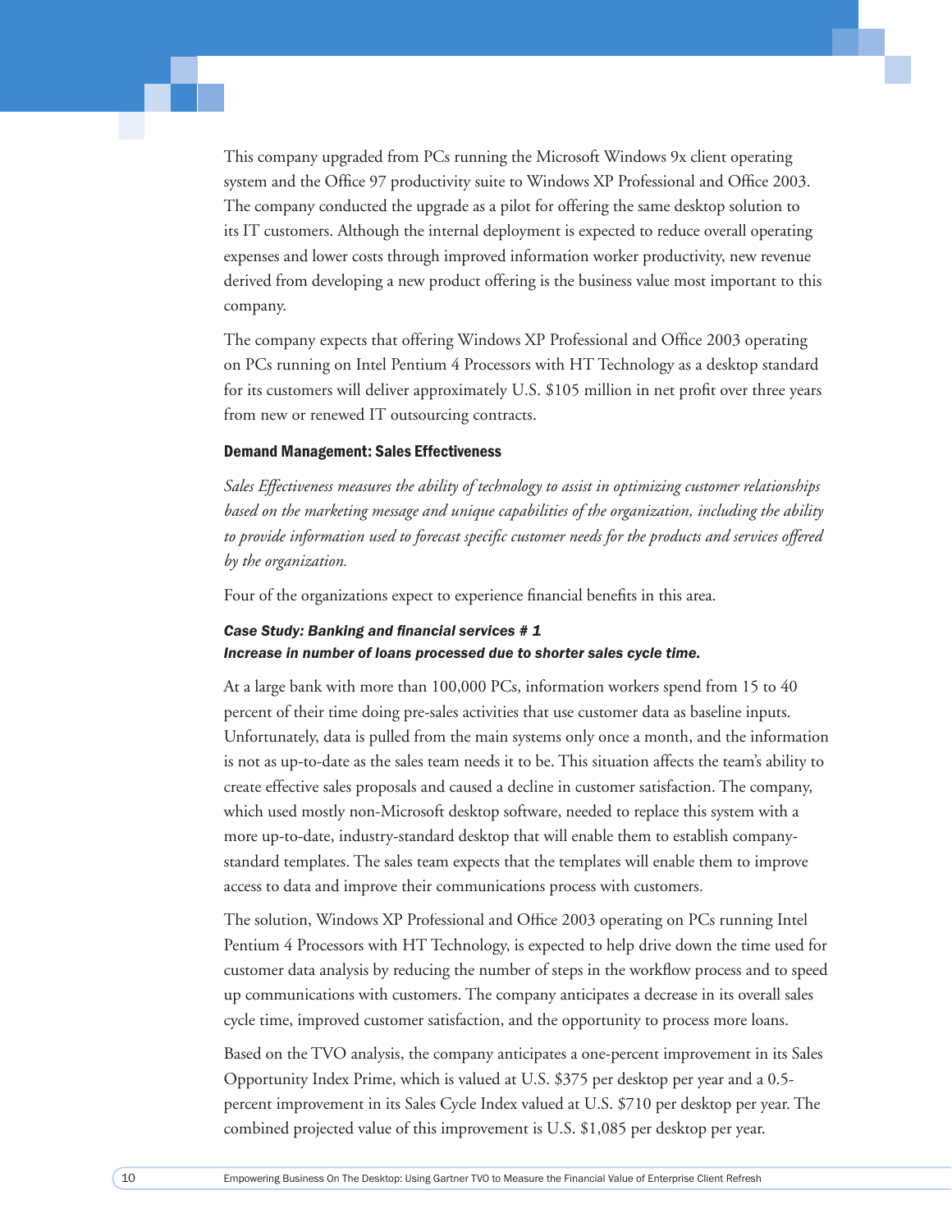This company upgraded from PCs running the Microsoft Windows 9x client operating system and the Office 97 productivity suite to Windows XP Professional and Office 2003. The company conducted the upgrade as a pilot for offering the same desktop solution to its IT customers. Although the internal deployment is expected to reduce overall operating expenses and lower costs through improved information worker productivity, new revenue derived from developing a new product offering is the business value most important to this company.

The company expects that offering Windows XP Professional and Office 2003 operating on PCs running on Intel Pentium 4 Processors with HT Technology as a desktop standard for its customers will deliver approximately U.S. $105 million in net profit over three years from new or renewed IT outsourcing contracts.

### Demand Management: Sales Effectiveness

*Sales Effectiveness measures the ability of technology to assist in optimizing customer relationships based on the marketing message and unique capabilities of the organization, including the ability to provide information used to forecast specific customer needs for the products and services offered by the organization.*

Four of the organizations expect to experience financial benefits in this area.

#### *Case Study: Banking and financial services # 1*
#### *Increase in number of loans processed due to shorter sales cycle time.*

At a large bank with more than 100,000 PCs, information workers spend from 15 to 40 percent of their time doing pre-sales activities that use customer data as baseline inputs. Unfortunately, data is pulled from the main systems only once a month, and the information is not as up-to-date as the sales team needs it to be. This situation affects the team's ability to create effective sales proposals and caused a decline in customer satisfaction. The company, which used mostly non-Microsoft desktop software, needed to replace this system with a more up-to-date, industry-standard desktop that will enable them to establish company-standard templates. The sales team expects that the templates will enable them to improve access to data and improve their communications process with customers.

The solution, Windows XP Professional and Office 2003 operating on PCs running Intel Pentium 4 Processors with HT Technology, is expected to help drive down the time used for customer data analysis by reducing the number of steps in the workflow process and to speed up communications with customers. The company anticipates a decrease in its overall sales cycle time, improved customer satisfaction, and the opportunity to process more loans.

Based on the TVO analysis, the company anticipates a one-percent improvement in its Sales Opportunity Index Prime, which is valued at U.S. $375 per desktop per year and a 0.5-percent improvement in its Sales Cycle Index valued at U.S. $710 per desktop per year. The combined projected value of this improvement is U.S. $1,085 per desktop per year.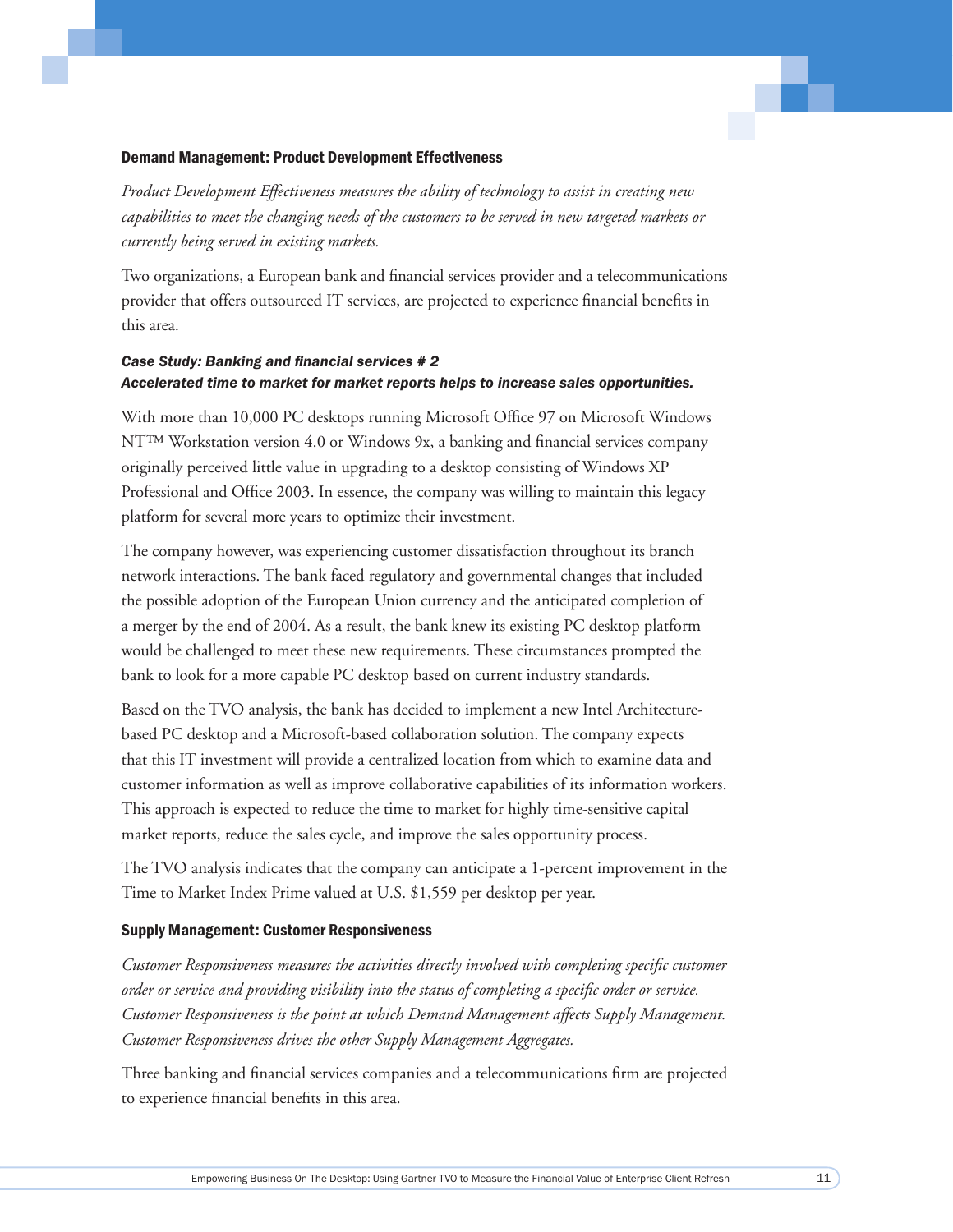### Demand Management: Product Development Effectiveness

*Product Development Effectiveness measures the ability of technology to assist in creating new capabilities to meet the changing needs of the customers to be served in new targeted markets or currently being served in existing markets.*

Two organizations, a European bank and financial services provider and a telecommunications provider that offers outsourced IT services, are projected to experience financial benefits in this area.

***Case Study: Banking and financial services # 2***
***Accelerated time to market for market reports helps to increase sales opportunities.***

With more than 10,000 PC desktops running Microsoft Office 97 on Microsoft Windows NT™ Workstation version 4.0 or Windows 9x, a banking and financial services company originally perceived little value in upgrading to a desktop consisting of Windows XP Professional and Office 2003. In essence, the company was willing to maintain this legacy platform for several more years to optimize their investment.

The company however, was experiencing customer dissatisfaction throughout its branch network interactions. The bank faced regulatory and governmental changes that included the possible adoption of the European Union currency and the anticipated completion of a merger by the end of 2004. As a result, the bank knew its existing PC desktop platform would be challenged to meet these new requirements. These circumstances prompted the bank to look for a more capable PC desktop based on current industry standards.

Based on the TVO analysis, the bank has decided to implement a new Intel Architecture-based PC desktop and a Microsoft-based collaboration solution. The company expects that this IT investment will provide a centralized location from which to examine data and customer information as well as improve collaborative capabilities of its information workers. This approach is expected to reduce the time to market for highly time-sensitive capital market reports, reduce the sales cycle, and improve the sales opportunity process.

The TVO analysis indicates that the company can anticipate a 1-percent improvement in the Time to Market Index Prime valued at U.S. $1,559 per desktop per year.

### Supply Management: Customer Responsiveness

*Customer Responsiveness measures the activities directly involved with completing specific customer order or service and providing visibility into the status of completing a specific order or service. Customer Responsiveness is the point at which Demand Management affects Supply Management. Customer Responsiveness drives the other Supply Management Aggregates.*

Three banking and financial services companies and a telecommunications firm are projected to experience financial benefits in this area.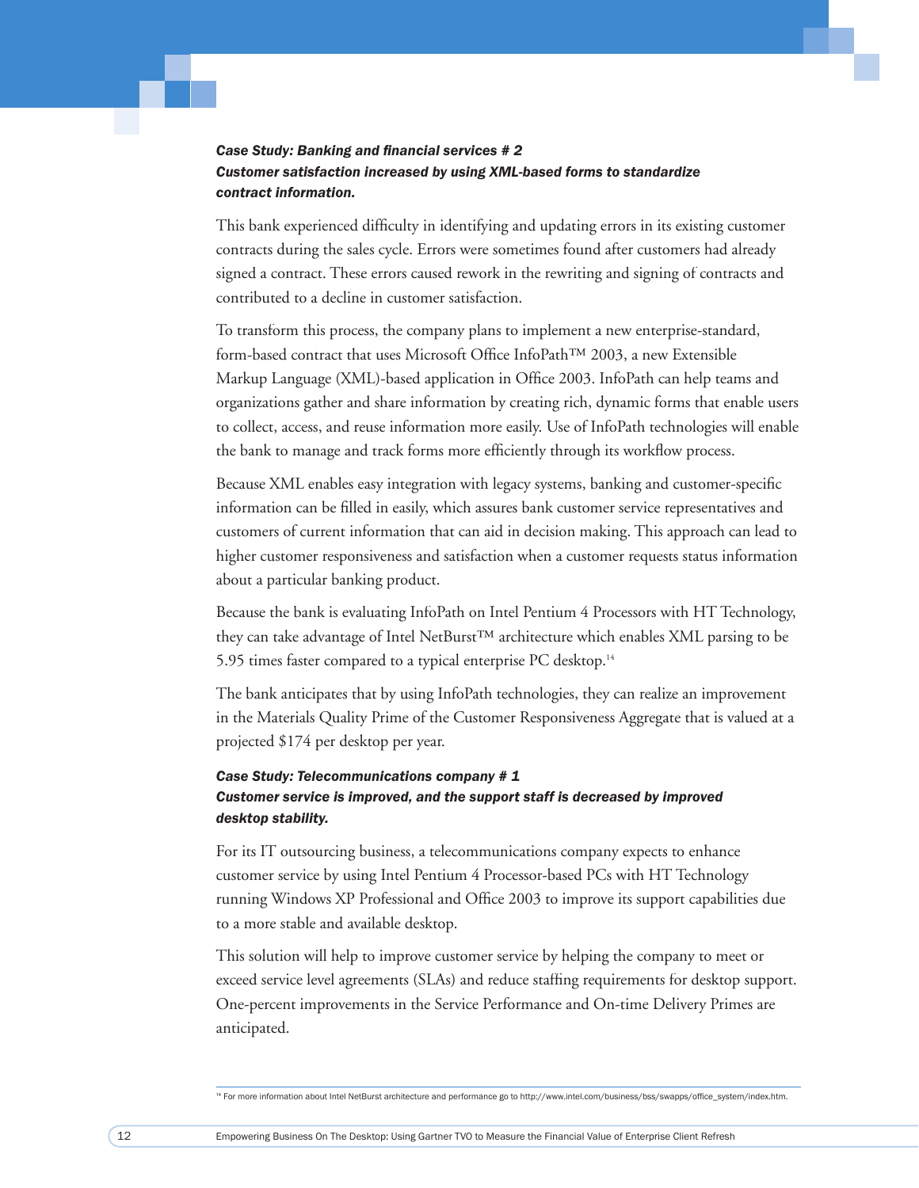***Case Study: Banking and financial services # 2***
***Customer satisfaction increased by using XML-based forms to standardize contract information.***

This bank experienced difficulty in identifying and updating errors in its existing customer contracts during the sales cycle. Errors were sometimes found after customers had already signed a contract. These errors caused rework in the rewriting and signing of contracts and contributed to a decline in customer satisfaction.

To transform this process, the company plans to implement a new enterprise-standard, form-based contract that uses Microsoft Office InfoPath™ 2003, a new Extensible Markup Language (XML)-based application in Office 2003. InfoPath can help teams and organizations gather and share information by creating rich, dynamic forms that enable users to collect, access, and reuse information more easily. Use of InfoPath technologies will enable the bank to manage and track forms more efficiently through its workflow process.

Because XML enables easy integration with legacy systems, banking and customer-specific information can be filled in easily, which assures bank customer service representatives and customers of current information that can aid in decision making. This approach can lead to higher customer responsiveness and satisfaction when a customer requests status information about a particular banking product.

Because the bank is evaluating InfoPath on Intel Pentium 4 Processors with HT Technology, they can take advantage of Intel NetBurst™ architecture which enables XML parsing to be 5.95 times faster compared to a typical enterprise PC desktop.[14]

The bank anticipates that by using InfoPath technologies, they can realize an improvement in the Materials Quality Prime of the Customer Responsiveness Aggregate that is valued at a projected $174 per desktop per year.

***Case Study: Telecommunications company # 1***
***Customer service is improved, and the support staff is decreased by improved desktop stability.***

For its IT outsourcing business, a telecommunications company expects to enhance customer service by using Intel Pentium 4 Processor-based PCs with HT Technology running Windows XP Professional and Office 2003 to improve its support capabilities due to a more stable and available desktop.

This solution will help to improve customer service by helping the company to meet or exceed service level agreements (SLAs) and reduce staffing requirements for desktop support. One-percent improvements in the Service Performance and On-time Delivery Primes are anticipated.

---

[14] For more information about Intel NetBurst architecture and performance go to http://www.intel.com/business/bss/swapps/office_system/index.htm.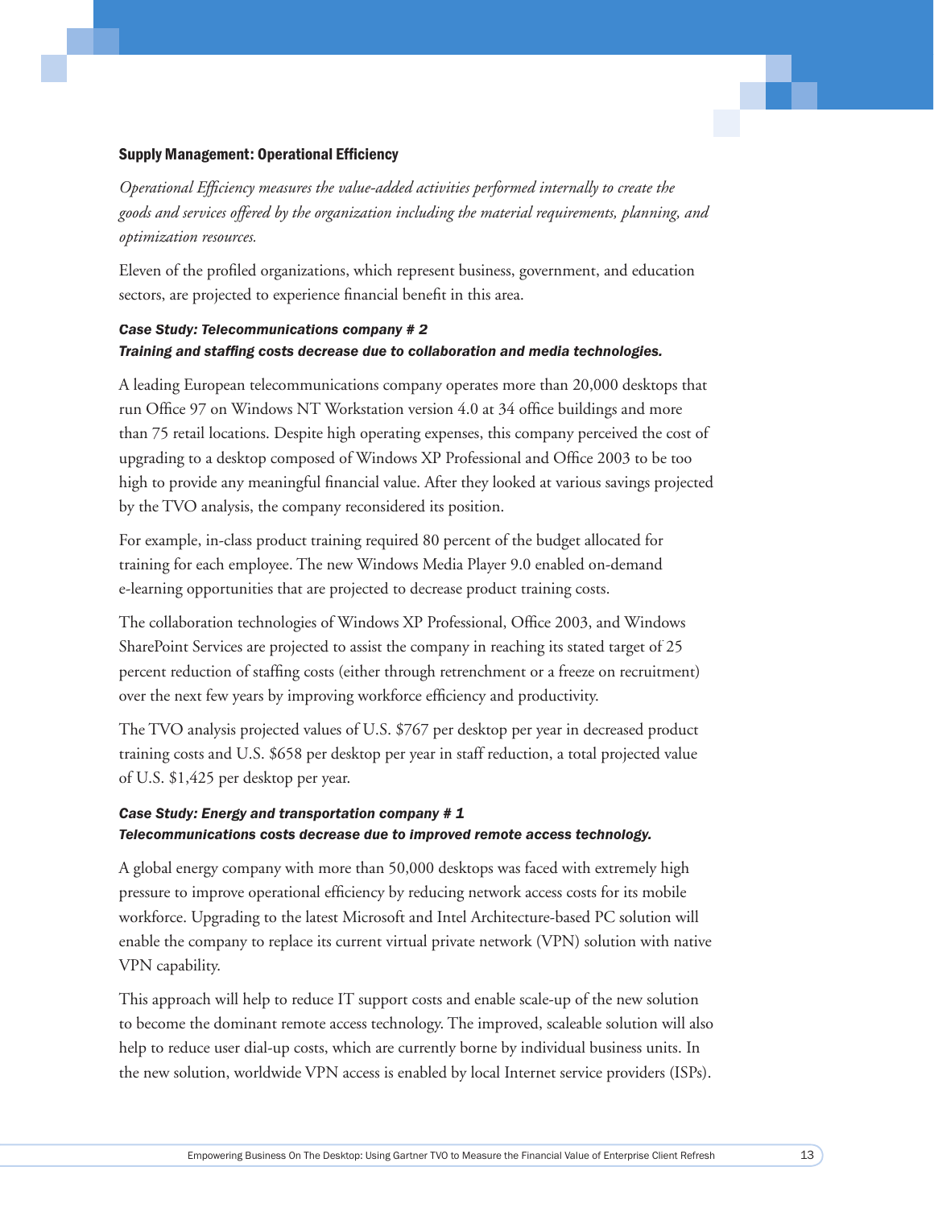### Supply Management: Operational Efficiency

*Operational Efficiency measures the value-added activities performed internally to create the goods and services offered by the organization including the material requirements, planning, and optimization resources.*

Eleven of the profiled organizations, which represent business, government, and education sectors, are projected to experience financial benefit in this area.

***Case Study: Telecommunications company # 2***
***Training and staffing costs decrease due to collaboration and media technologies.***

A leading European telecommunications company operates more than 20,000 desktops that run Office 97 on Windows NT Workstation version 4.0 at 34 office buildings and more than 75 retail locations. Despite high operating expenses, this company perceived the cost of upgrading to a desktop composed of Windows XP Professional and Office 2003 to be too high to provide any meaningful financial value. After they looked at various savings projected by the TVO analysis, the company reconsidered its position.

For example, in-class product training required 80 percent of the budget allocated for training for each employee. The new Windows Media Player 9.0 enabled on-demand e-learning opportunities that are projected to decrease product training costs.

The collaboration technologies of Windows XP Professional, Office 2003, and Windows SharePoint Services are projected to assist the company in reaching its stated target of 25 percent reduction of staffing costs (either through retrenchment or a freeze on recruitment) over the next few years by improving workforce efficiency and productivity.

The TVO analysis projected values of U.S. $767 per desktop per year in decreased product training costs and U.S. $658 per desktop per year in staff reduction, a total projected value of U.S. $1,425 per desktop per year.

***Case Study: Energy and transportation company # 1***
***Telecommunications costs decrease due to improved remote access technology.***

A global energy company with more than 50,000 desktops was faced with extremely high pressure to improve operational efficiency by reducing network access costs for its mobile workforce. Upgrading to the latest Microsoft and Intel Architecture-based PC solution will enable the company to replace its current virtual private network (VPN) solution with native VPN capability.

This approach will help to reduce IT support costs and enable scale-up of the new solution to become the dominant remote access technology. The improved, scaleable solution will also help to reduce user dial-up costs, which are currently borne by individual business units. In the new solution, worldwide VPN access is enabled by local Internet service providers (ISPs).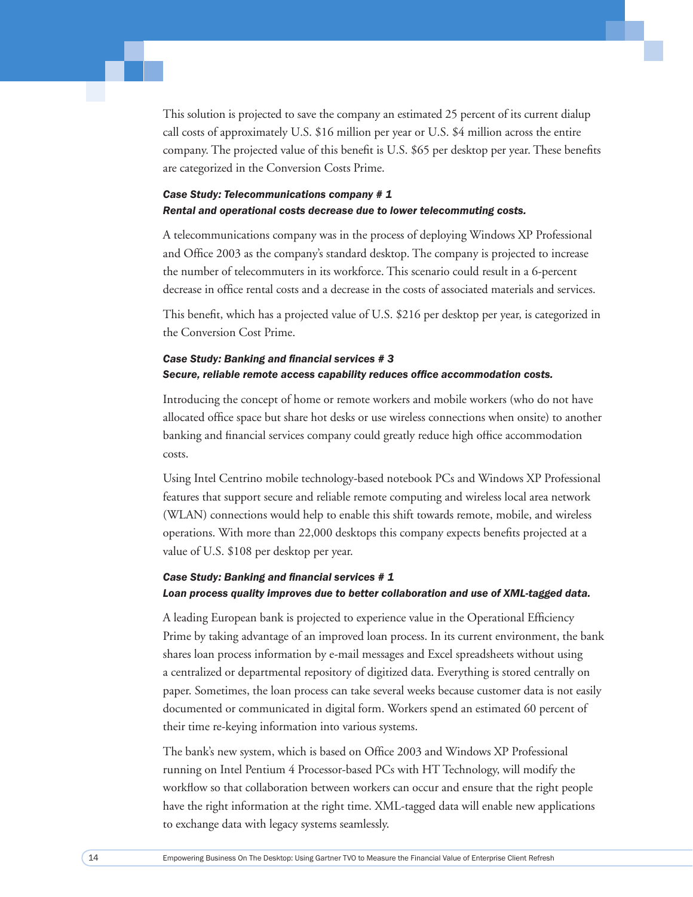This solution is projected to save the company an estimated 25 percent of its current dialup call costs of approximately U.S. $16 million per year or U.S. $4 million across the entire company. The projected value of this benefit is U.S. $65 per desktop per year. These benefits are categorized in the Conversion Costs Prime.

***Case Study: Telecommunications company # 1***
***Rental and operational costs decrease due to lower telecommuting costs.***

A telecommunications company was in the process of deploying Windows XP Professional and Office 2003 as the company's standard desktop. The company is projected to increase the number of telecommuters in its workforce. This scenario could result in a 6-percent decrease in office rental costs and a decrease in the costs of associated materials and services.

This benefit, which has a projected value of U.S. $216 per desktop per year, is categorized in the Conversion Cost Prime.

***Case Study: Banking and financial services # 3***
***Secure, reliable remote access capability reduces office accommodation costs.***

Introducing the concept of home or remote workers and mobile workers (who do not have allocated office space but share hot desks or use wireless connections when onsite) to another banking and financial services company could greatly reduce high office accommodation costs.

Using Intel Centrino mobile technology-based notebook PCs and Windows XP Professional features that support secure and reliable remote computing and wireless local area network (WLAN) connections would help to enable this shift towards remote, mobile, and wireless operations. With more than 22,000 desktops this company expects benefits projected at a value of U.S. $108 per desktop per year.

***Case Study: Banking and financial services # 1***
***Loan process quality improves due to better collaboration and use of XML-tagged data.***

A leading European bank is projected to experience value in the Operational Efficiency Prime by taking advantage of an improved loan process. In its current environment, the bank shares loan process information by e-mail messages and Excel spreadsheets without using a centralized or departmental repository of digitized data. Everything is stored centrally on paper. Sometimes, the loan process can take several weeks because customer data is not easily documented or communicated in digital form. Workers spend an estimated 60 percent of their time re-keying information into various systems.

The bank's new system, which is based on Office 2003 and Windows XP Professional running on Intel Pentium 4 Processor-based PCs with HT Technology, will modify the workflow so that collaboration between workers can occur and ensure that the right people have the right information at the right time. XML-tagged data will enable new applications to exchange data with legacy systems seamlessly.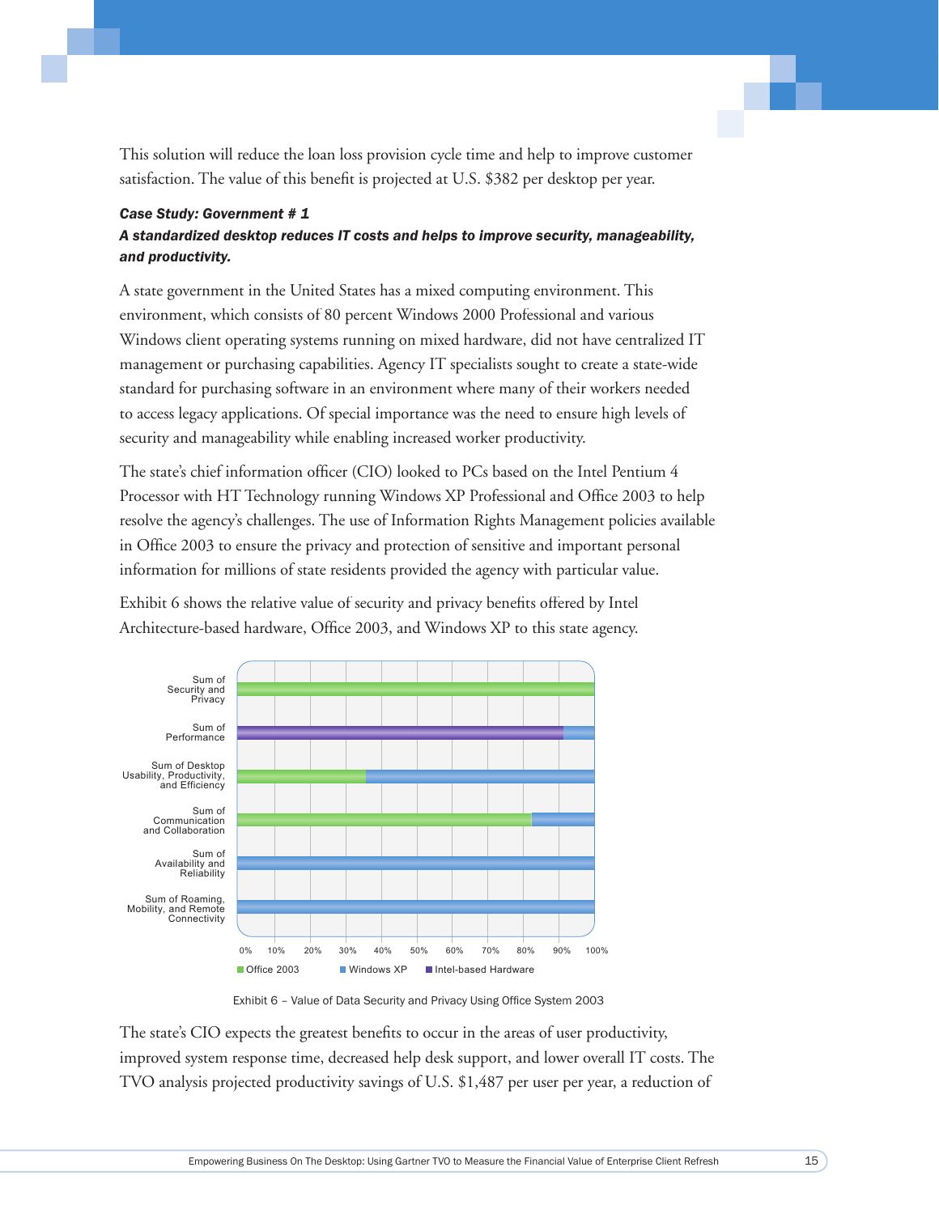This solution will reduce the loan loss provision cycle time and help to improve customer satisfaction. The value of this benefit is projected at U.S. $382 per desktop per year.

***Case Study: Government # 1***

***A standardized desktop reduces IT costs and helps to improve security, manageability, and productivity.***

A state government in the United States has a mixed computing environment. This environment, which consists of 80 percent Windows 2000 Professional and various Windows client operating systems running on mixed hardware, did not have centralized IT management or purchasing capabilities. Agency IT specialists sought to create a state-wide standard for purchasing software in an environment where many of their workers needed to access legacy applications. Of special importance was the need to ensure high levels of security and manageability while enabling increased worker productivity.

The state's chief information officer (CIO) looked to PCs based on the Intel Pentium 4 Processor with HT Technology running Windows XP Professional and Office 2003 to help resolve the agency's challenges. The use of Information Rights Management policies available in Office 2003 to ensure the privacy and protection of sensitive and important personal information for millions of state residents provided the agency with particular value.

Exhibit 6 shows the relative value of security and privacy benefits offered by Intel Architecture-based hardware, Office 2003, and Windows XP to this state agency.

| Category | Office 2003 | Windows XP | Intel-based Hardware |
|---|---|---|---|
| Sum of Security and Privacy | ~100% | | |
| Sum of Performance | | ~9% | ~91% |
| Sum of Desktop Usability, Productivity, and Efficiency | ~36% | ~64% | |
| Sum of Communication and Collaboration | ~82% | ~18% | |
| Sum of Availability and Reliability | | ~100% | |
| Sum of Roaming, Mobility, and Remote Connectivity | | ~100% | |

Exhibit 6 – Value of Data Security and Privacy Using Office System 2003

The state's CIO expects the greatest benefits to occur in the areas of user productivity, improved system response time, decreased help desk support, and lower overall IT costs. The TVO analysis projected productivity savings of U.S. $1,487 per user per year, a reduction of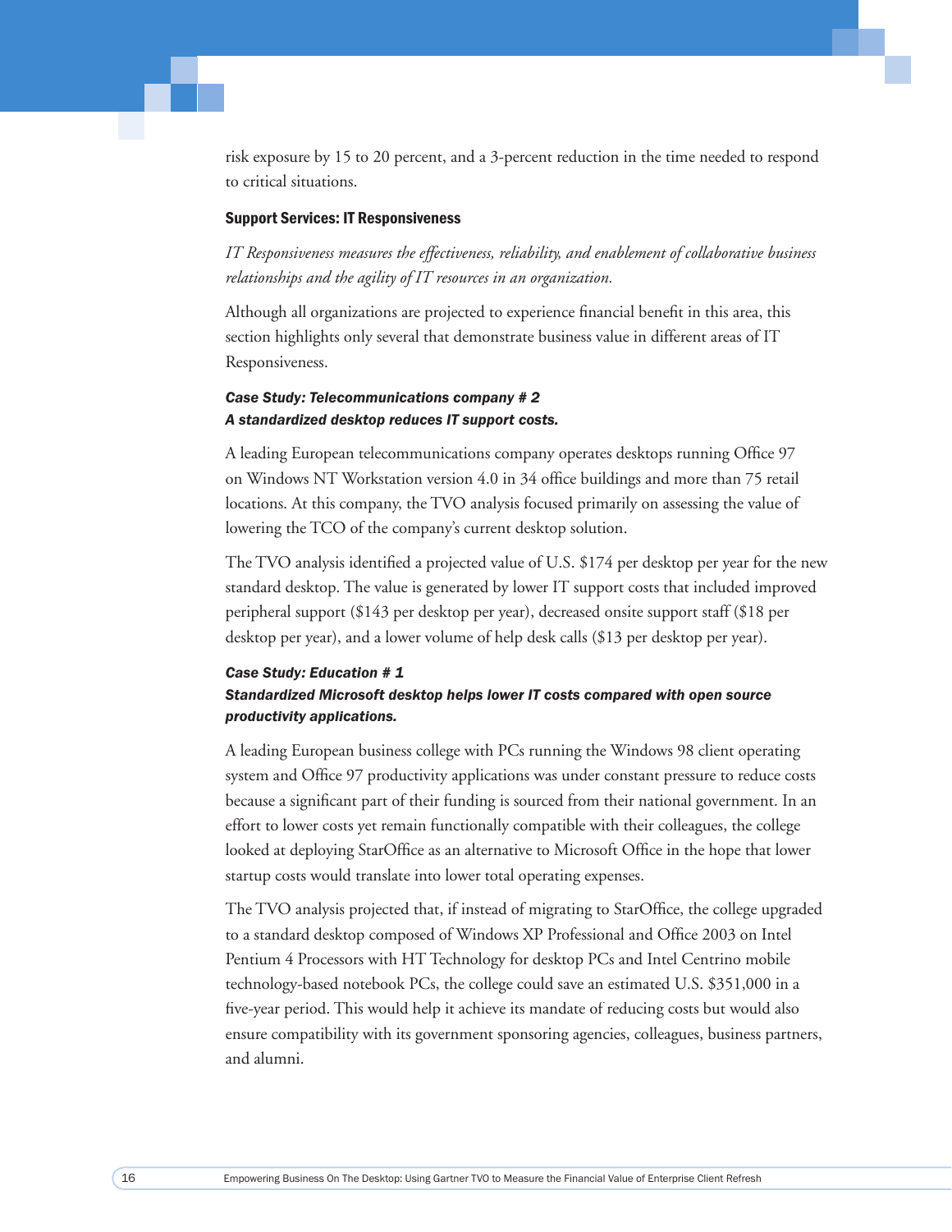risk exposure by 15 to 20 percent, and a 3-percent reduction in the time needed to respond to critical situations.

### Support Services: IT Responsiveness

*IT Responsiveness measures the effectiveness, reliability, and enablement of collaborative business relationships and the agility of IT resources in an organization.*

Although all organizations are projected to experience financial benefit in this area, this section highlights only several that demonstrate business value in different areas of IT Responsiveness.

#### *Case Study: Telecommunications company # 2*
#### *A standardized desktop reduces IT support costs.*

A leading European telecommunications company operates desktops running Office 97 on Windows NT Workstation version 4.0 in 34 office buildings and more than 75 retail locations. At this company, the TVO analysis focused primarily on assessing the value of lowering the TCO of the company's current desktop solution.

The TVO analysis identified a projected value of U.S. $174 per desktop per year for the new standard desktop. The value is generated by lower IT support costs that included improved peripheral support ($143 per desktop per year), decreased onsite support staff ($18 per desktop per year), and a lower volume of help desk calls ($13 per desktop per year).

#### *Case Study: Education # 1*
#### *Standardized Microsoft desktop helps lower IT costs compared with open source productivity applications.*

A leading European business college with PCs running the Windows 98 client operating system and Office 97 productivity applications was under constant pressure to reduce costs because a significant part of their funding is sourced from their national government. In an effort to lower costs yet remain functionally compatible with their colleagues, the college looked at deploying StarOffice as an alternative to Microsoft Office in the hope that lower startup costs would translate into lower total operating expenses.

The TVO analysis projected that, if instead of migrating to StarOffice, the college upgraded to a standard desktop composed of Windows XP Professional and Office 2003 on Intel Pentium 4 Processors with HT Technology for desktop PCs and Intel Centrino mobile technology-based notebook PCs, the college could save an estimated U.S. $351,000 in a five-year period. This would help it achieve its mandate of reducing costs but would also ensure compatibility with its government sponsoring agencies, colleagues, business partners, and alumni.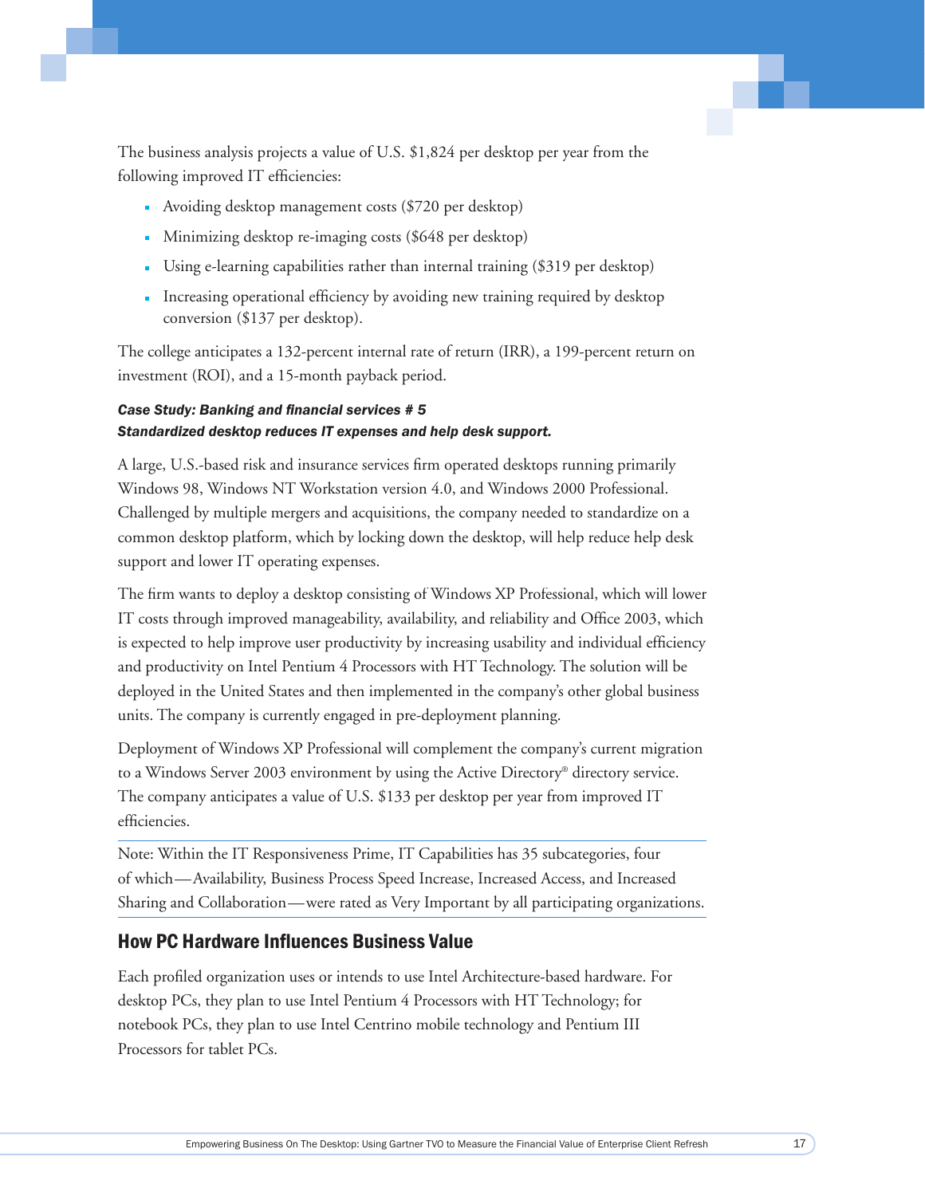The business analysis projects a value of U.S. $1,824 per desktop per year from the following improved IT efficiencies:

- Avoiding desktop management costs ($720 per desktop)
- Minimizing desktop re-imaging costs ($648 per desktop)
- Using e-learning capabilities rather than internal training ($319 per desktop)
- Increasing operational efficiency by avoiding new training required by desktop conversion ($137 per desktop).

The college anticipates a 132-percent internal rate of return (IRR), a 199-percent return on investment (ROI), and a 15-month payback period.

***Case Study: Banking and financial services # 5***
***Standardized desktop reduces IT expenses and help desk support.***

A large, U.S.-based risk and insurance services firm operated desktops running primarily Windows 98, Windows NT Workstation version 4.0, and Windows 2000 Professional. Challenged by multiple mergers and acquisitions, the company needed to standardize on a common desktop platform, which by locking down the desktop, will help reduce help desk support and lower IT operating expenses.

The firm wants to deploy a desktop consisting of Windows XP Professional, which will lower IT costs through improved manageability, availability, and reliability and Office 2003, which is expected to help improve user productivity by increasing usability and individual efficiency and productivity on Intel Pentium 4 Processors with HT Technology. The solution will be deployed in the United States and then implemented in the company's other global business units. The company is currently engaged in pre-deployment planning.

Deployment of Windows XP Professional will complement the company's current migration to a Windows Server 2003 environment by using the Active Directory® directory service. The company anticipates a value of U.S. $133 per desktop per year from improved IT efficiencies.

Note: Within the IT Responsiveness Prime, IT Capabilities has 35 subcategories, four of which—Availability, Business Process Speed Increase, Increased Access, and Increased Sharing and Collaboration—were rated as Very Important by all participating organizations.

## How PC Hardware Influences Business Value

Each profiled organization uses or intends to use Intel Architecture-based hardware. For desktop PCs, they plan to use Intel Pentium 4 Processors with HT Technology; for notebook PCs, they plan to use Intel Centrino mobile technology and Pentium III Processors for tablet PCs.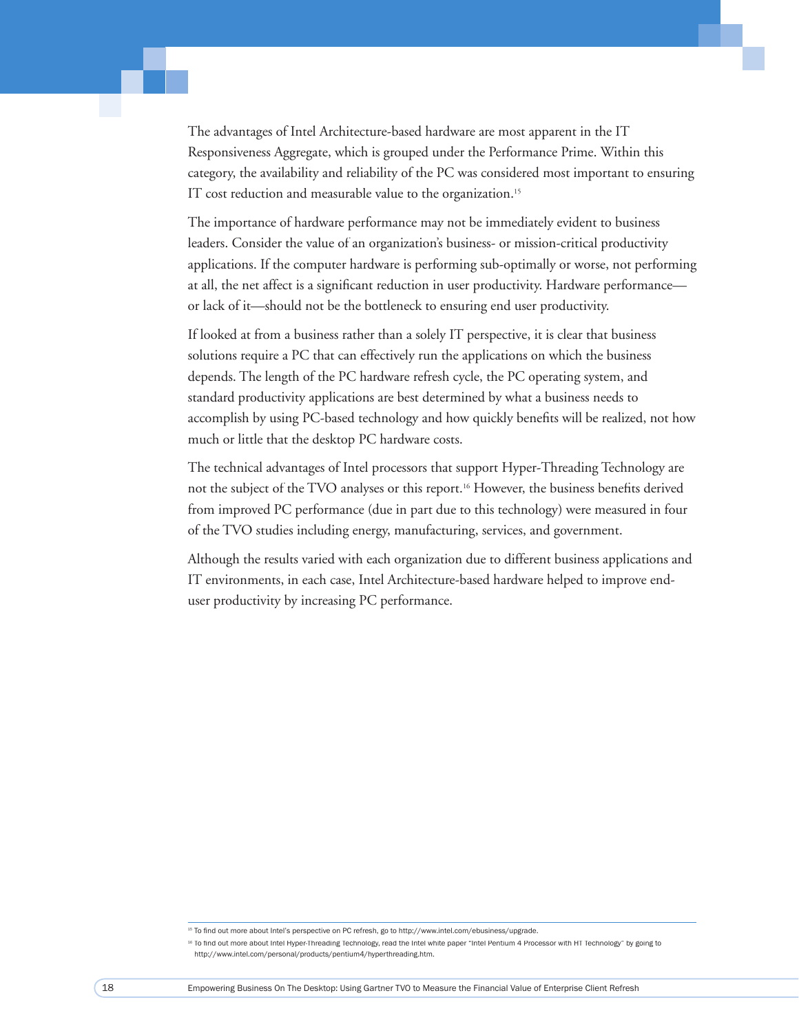The advantages of Intel Architecture-based hardware are most apparent in the IT Responsiveness Aggregate, which is grouped under the Performance Prime. Within this category, the availability and reliability of the PC was considered most important to ensuring IT cost reduction and measurable value to the organization.[15]

The importance of hardware performance may not be immediately evident to business leaders. Consider the value of an organization's business- or mission-critical productivity applications. If the computer hardware is performing sub-optimally or worse, not performing at all, the net affect is a significant reduction in user productivity. Hardware performance—or lack of it—should not be the bottleneck to ensuring end user productivity.

If looked at from a business rather than a solely IT perspective, it is clear that business solutions require a PC that can effectively run the applications on which the business depends. The length of the PC hardware refresh cycle, the PC operating system, and standard productivity applications are best determined by what a business needs to accomplish by using PC-based technology and how quickly benefits will be realized, not how much or little that the desktop PC hardware costs.

The technical advantages of Intel processors that support Hyper-Threading Technology are not the subject of the TVO analyses or this report.[16] However, the business benefits derived from improved PC performance (due in part due to this technology) were measured in four of the TVO studies including energy, manufacturing, services, and government.

Although the results varied with each organization due to different business applications and IT environments, in each case, Intel Architecture-based hardware helped to improve end-user productivity by increasing PC performance.

---

[15] To find out more about Intel's perspective on PC refresh, go to http://www.intel.com/ebusiness/upgrade.

[16] To find out more about Intel Hyper-Threading Technology, read the Intel white paper "Intel Pentium 4 Processor with HT Technology" by going to http://www.intel.com/personal/products/pentium4/hyperthreading.htm.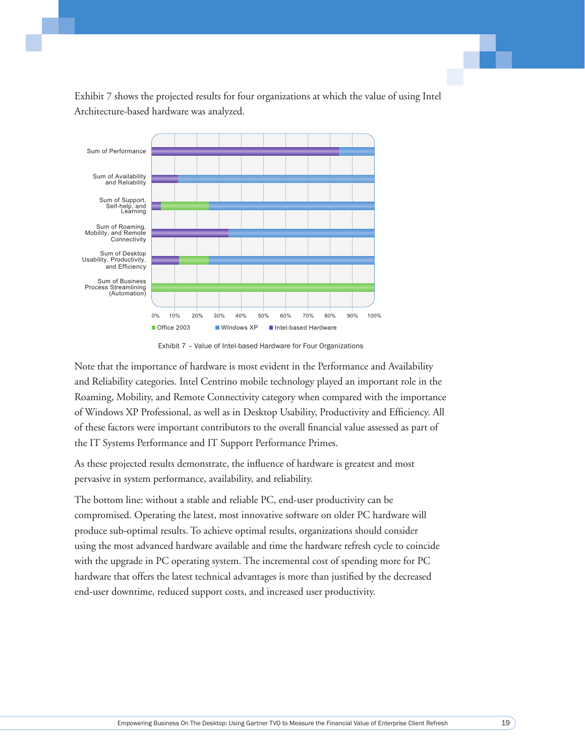Exhibit 7 shows the projected results for four organizations at which the value of using Intel Architecture-based hardware was analyzed.

Exhibit 7 – Value of Intel-based Hardware for Four Organizations

Note that the importance of hardware is most evident in the Performance and Availability and Reliability categories. Intel Centrino mobile technology played an important role in the Roaming, Mobility, and Remote Connectivity category when compared with the importance of Windows XP Professional, as well as in Desktop Usability, Productivity and Efficiency. All of these factors were important contributors to the overall financial value assessed as part of the IT Systems Performance and IT Support Performance Primes.

As these projected results demonstrate, the influence of hardware is greatest and most pervasive in system performance, availability, and reliability.

The bottom line: without a stable and reliable PC, end-user productivity can be compromised. Operating the latest, most innovative software on older PC hardware will produce sub-optimal results. To achieve optimal results, organizations should consider using the most advanced hardware available and time the hardware refresh cycle to coincide with the upgrade in PC operating system. The incremental cost of spending more for PC hardware that offers the latest technical advantages is more than justified by the decreased end-user downtime, reduced support costs, and increased user productivity.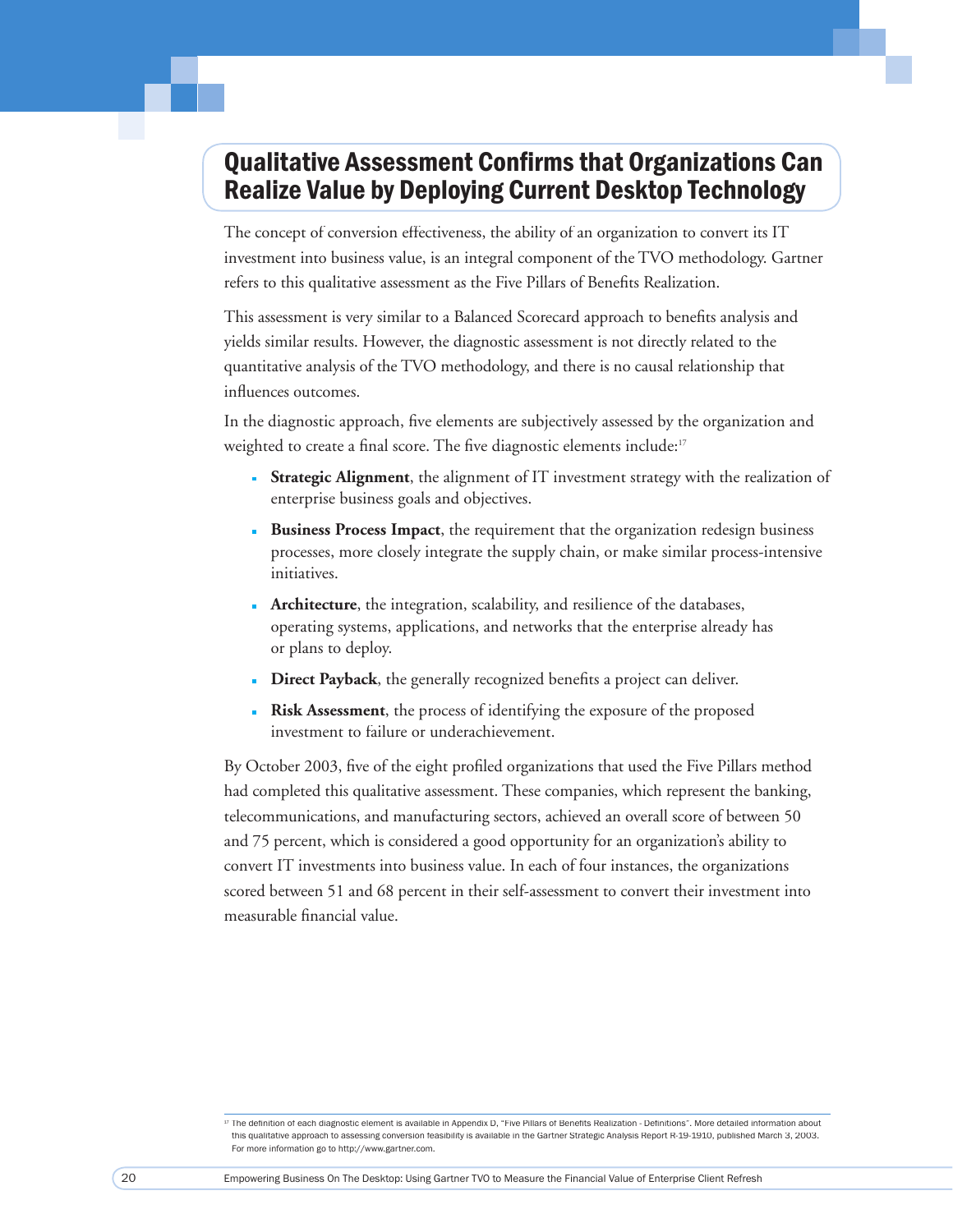## Qualitative Assessment Confirms that Organizations Can Realize Value by Deploying Current Desktop Technology

The concept of conversion effectiveness, the ability of an organization to convert its IT investment into business value, is an integral component of the TVO methodology. Gartner refers to this qualitative assessment as the Five Pillars of Benefits Realization.

This assessment is very similar to a Balanced Scorecard approach to benefits analysis and yields similar results. However, the diagnostic assessment is not directly related to the quantitative analysis of the TVO methodology, and there is no causal relationship that influences outcomes.

In the diagnostic approach, five elements are subjectively assessed by the organization and weighted to create a final score. The five diagnostic elements include:[17]

- **Strategic Alignment**, the alignment of IT investment strategy with the realization of enterprise business goals and objectives.
- **Business Process Impact**, the requirement that the organization redesign business processes, more closely integrate the supply chain, or make similar process-intensive initiatives.
- **Architecture**, the integration, scalability, and resilience of the databases, operating systems, applications, and networks that the enterprise already has or plans to deploy.
- **Direct Payback**, the generally recognized benefits a project can deliver.
- **Risk Assessment**, the process of identifying the exposure of the proposed investment to failure or underachievement.

By October 2003, five of the eight profiled organizations that used the Five Pillars method had completed this qualitative assessment. These companies, which represent the banking, telecommunications, and manufacturing sectors, achieved an overall score of between 50 and 75 percent, which is considered a good opportunity for an organization's ability to convert IT investments into business value. In each of four instances, the organizations scored between 51 and 68 percent in their self-assessment to convert their investment into measurable financial value.

[17] The definition of each diagnostic element is available in Appendix D, "Five Pillars of Benefits Realization - Definitions". More detailed information about this qualitative approach to assessing conversion feasibility is available in the Gartner Strategic Analysis Report R-19-1910, published March 3, 2003. For more information go to http://www.gartner.com.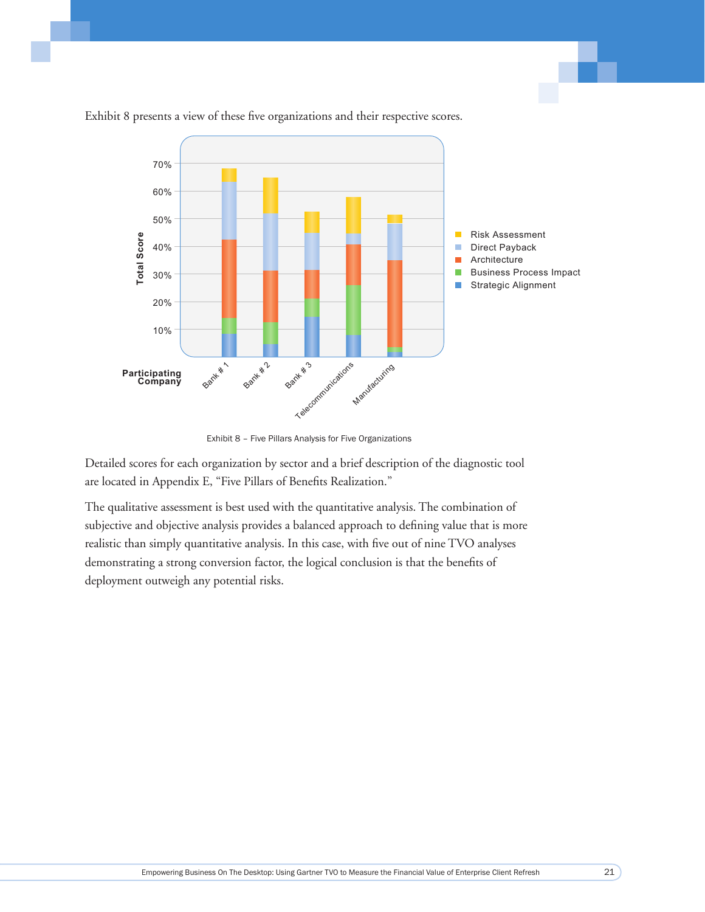Exhibit 8 presents a view of these five organizations and their respective scores.

Exhibit 8 – Five Pillars Analysis for Five Organizations

Detailed scores for each organization by sector and a brief description of the diagnostic tool are located in Appendix E, "Five Pillars of Benefits Realization."

The qualitative assessment is best used with the quantitative analysis. The combination of subjective and objective analysis provides a balanced approach to defining value that is more realistic than simply quantitative analysis. In this case, with five out of nine TVO analyses demonstrating a strong conversion factor, the logical conclusion is that the benefits of deployment outweigh any potential risks.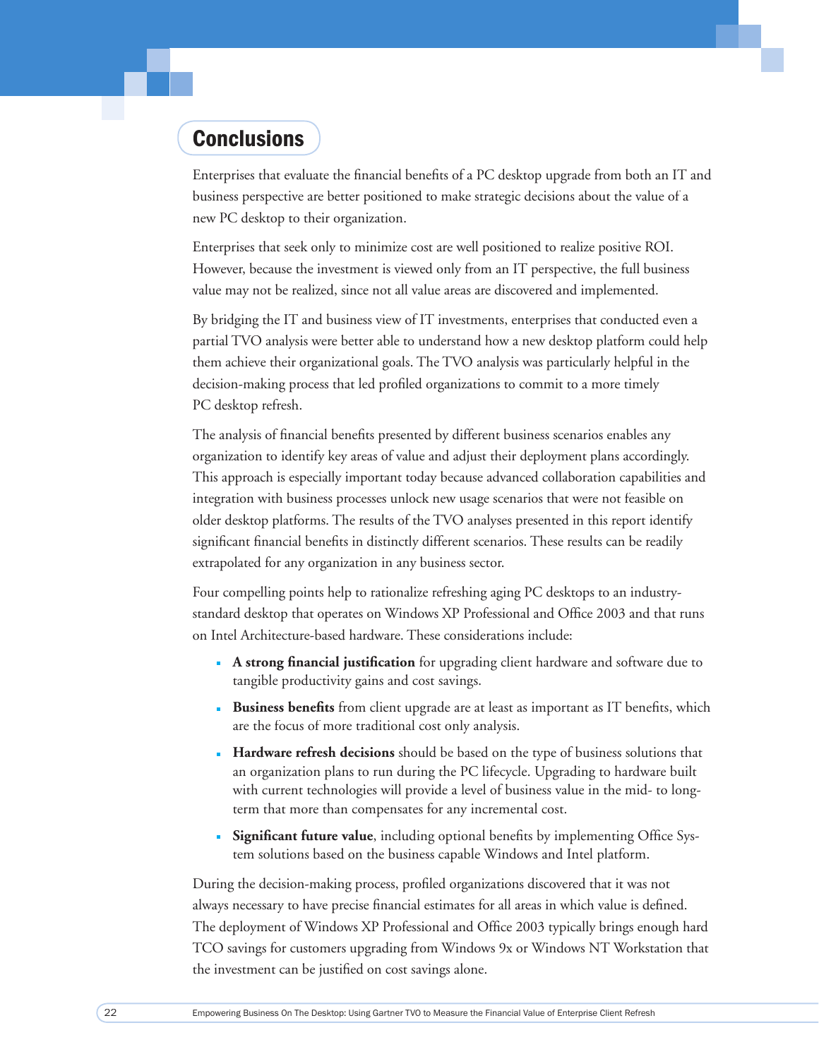## Conclusions

Enterprises that evaluate the financial benefits of a PC desktop upgrade from both an IT and business perspective are better positioned to make strategic decisions about the value of a new PC desktop to their organization.

Enterprises that seek only to minimize cost are well positioned to realize positive ROI. However, because the investment is viewed only from an IT perspective, the full business value may not be realized, since not all value areas are discovered and implemented.

By bridging the IT and business view of IT investments, enterprises that conducted even a partial TVO analysis were better able to understand how a new desktop platform could help them achieve their organizational goals. The TVO analysis was particularly helpful in the decision-making process that led profiled organizations to commit to a more timely PC desktop refresh.

The analysis of financial benefits presented by different business scenarios enables any organization to identify key areas of value and adjust their deployment plans accordingly. This approach is especially important today because advanced collaboration capabilities and integration with business processes unlock new usage scenarios that were not feasible on older desktop platforms. The results of the TVO analyses presented in this report identify significant financial benefits in distinctly different scenarios. These results can be readily extrapolated for any organization in any business sector.

Four compelling points help to rationalize refreshing aging PC desktops to an industry-standard desktop that operates on Windows XP Professional and Office 2003 and that runs on Intel Architecture-based hardware. These considerations include:

- **A strong financial justification** for upgrading client hardware and software due to tangible productivity gains and cost savings.
- **Business benefits** from client upgrade are at least as important as IT benefits, which are the focus of more traditional cost only analysis.
- **Hardware refresh decisions** should be based on the type of business solutions that an organization plans to run during the PC lifecycle. Upgrading to hardware built with current technologies will provide a level of business value in the mid- to long-term that more than compensates for any incremental cost.
- **Significant future value**, including optional benefits by implementing Office System solutions based on the business capable Windows and Intel platform.

During the decision-making process, profiled organizations discovered that it was not always necessary to have precise financial estimates for all areas in which value is defined. The deployment of Windows XP Professional and Office 2003 typically brings enough hard TCO savings for customers upgrading from Windows 9x or Windows NT Workstation that the investment can be justified on cost savings alone.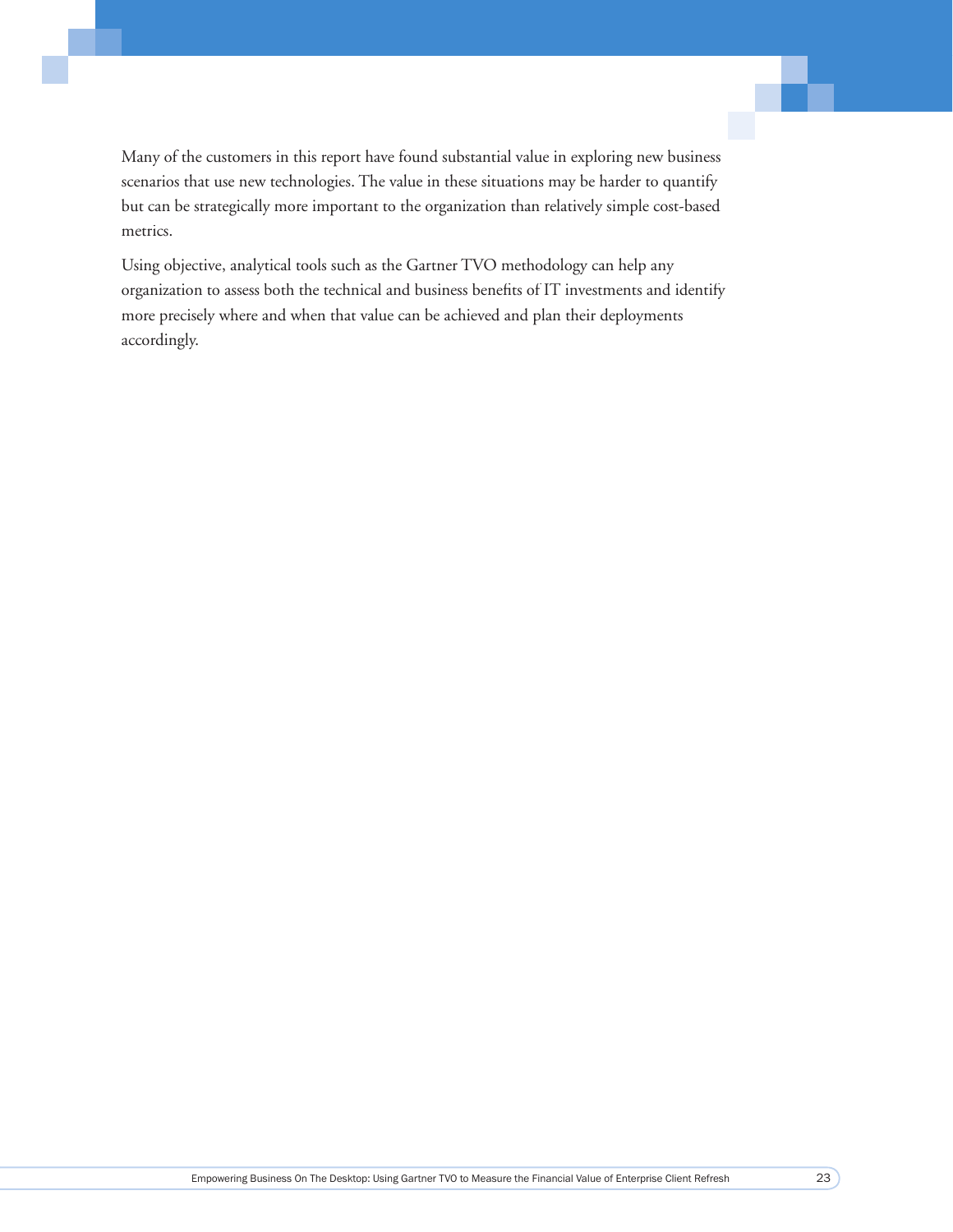Many of the customers in this report have found substantial value in exploring new business scenarios that use new technologies. The value in these situations may be harder to quantify but can be strategically more important to the organization than relatively simple cost-based metrics.

Using objective, analytical tools such as the Gartner TVO methodology can help any organization to assess both the technical and business benefits of IT investments and identify more precisely where and when that value can be achieved and plan their deployments accordingly.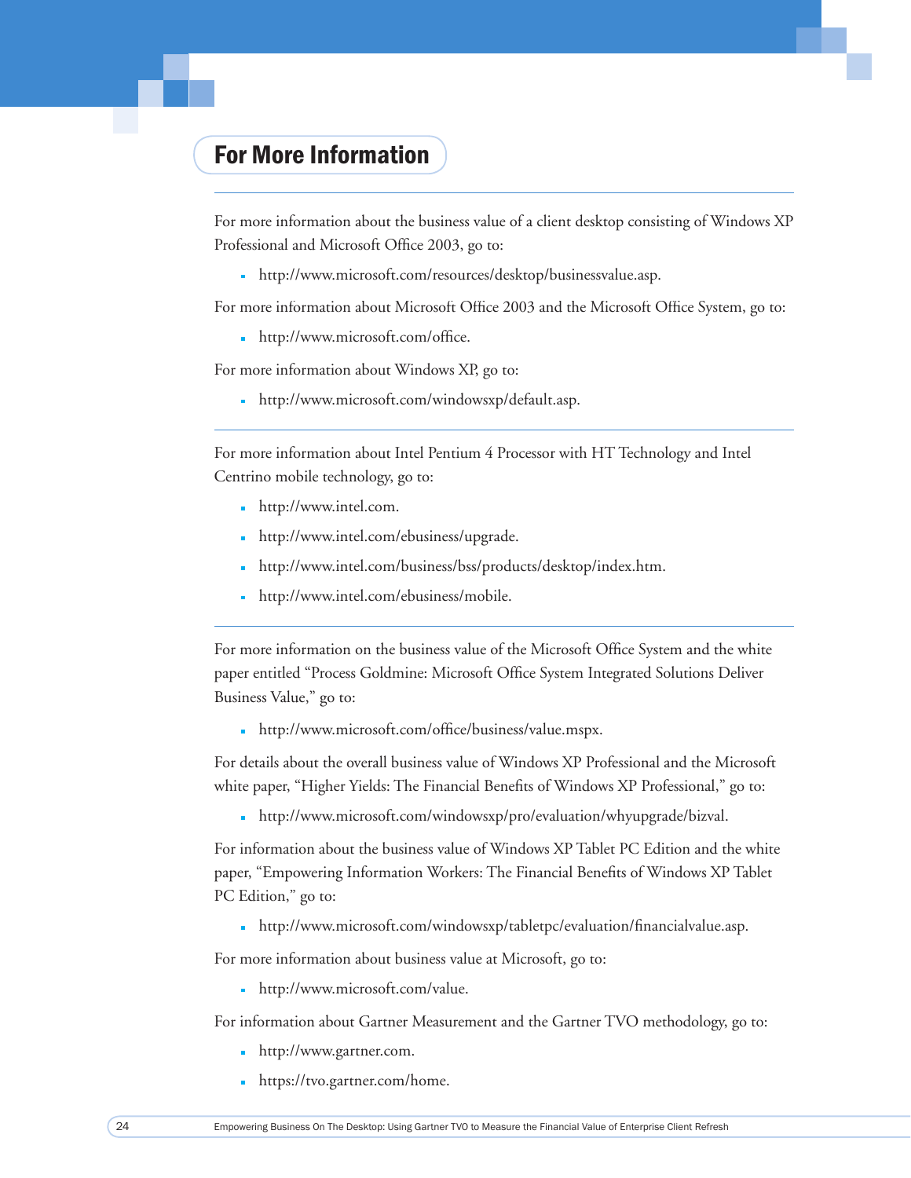## For More Information

---

For more information about the business value of a client desktop consisting of Windows XP Professional and Microsoft Office 2003, go to:

- http://www.microsoft.com/resources/desktop/businessvalue.asp.

For more information about Microsoft Office 2003 and the Microsoft Office System, go to:

- http://www.microsoft.com/office.

For more information about Windows XP, go to:

- http://www.microsoft.com/windowsxp/default.asp.

---

For more information about Intel Pentium 4 Processor with HT Technology and Intel Centrino mobile technology, go to:

- http://www.intel.com.
- http://www.intel.com/ebusiness/upgrade.
- http://www.intel.com/business/bss/products/desktop/index.htm.
- http://www.intel.com/ebusiness/mobile.

---

For more information on the business value of the Microsoft Office System and the white paper entitled "Process Goldmine: Microsoft Office System Integrated Solutions Deliver Business Value," go to:

- http://www.microsoft.com/office/business/value.mspx.

For details about the overall business value of Windows XP Professional and the Microsoft white paper, "Higher Yields: The Financial Benefits of Windows XP Professional," go to:

- http://www.microsoft.com/windowsxp/pro/evaluation/whyupgrade/bizval.

For information about the business value of Windows XP Tablet PC Edition and the white paper, "Empowering Information Workers: The Financial Benefits of Windows XP Tablet PC Edition," go to:

- http://www.microsoft.com/windowsxp/tabletpc/evaluation/financialvalue.asp.

For more information about business value at Microsoft, go to:

- http://www.microsoft.com/value.

For information about Gartner Measurement and the Gartner TVO methodology, go to:

- http://www.gartner.com.
- https://tvo.gartner.com/home.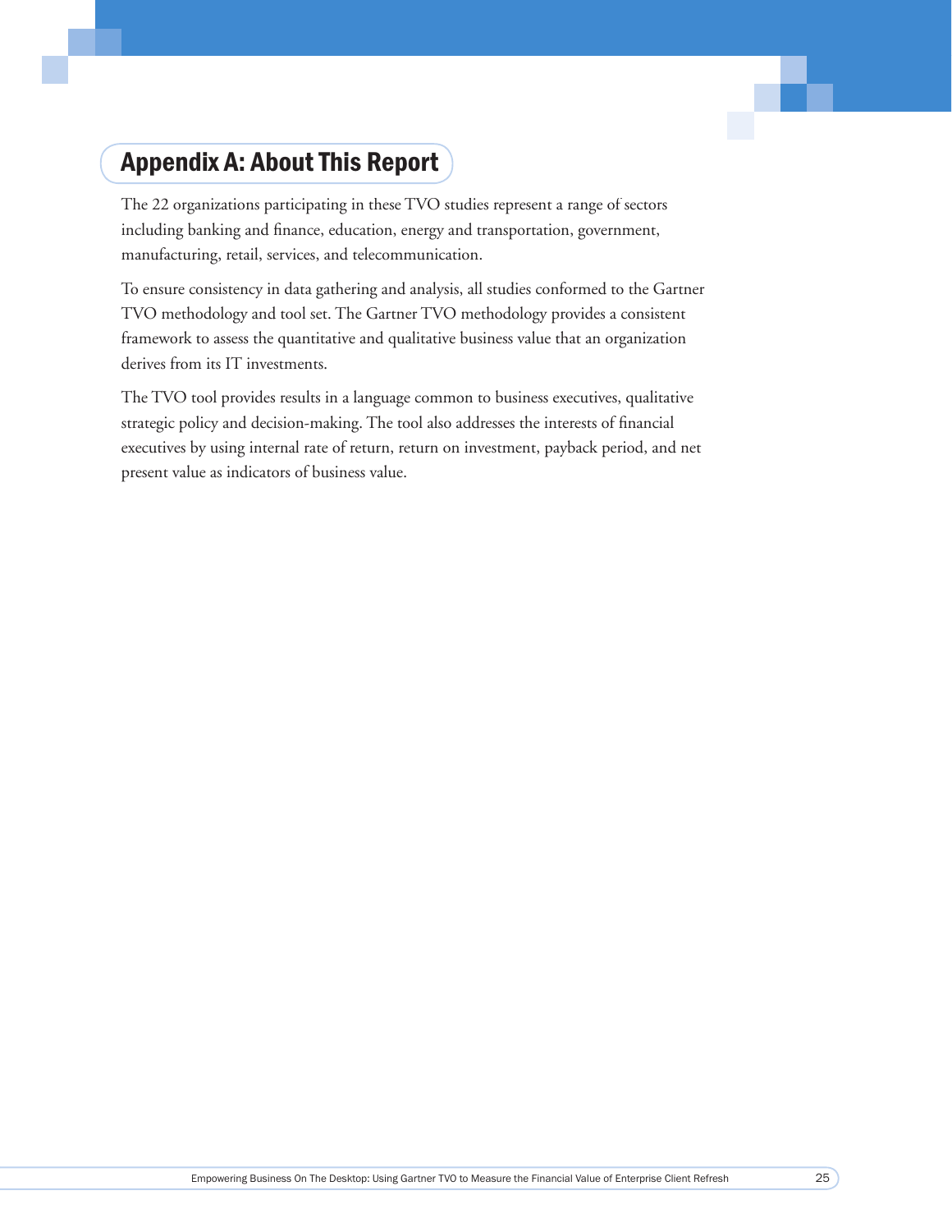## Appendix A: About This Report

The 22 organizations participating in these TVO studies represent a range of sectors including banking and finance, education, energy and transportation, government, manufacturing, retail, services, and telecommunication.

To ensure consistency in data gathering and analysis, all studies conformed to the Gartner TVO methodology and tool set. The Gartner TVO methodology provides a consistent framework to assess the quantitative and qualitative business value that an organization derives from its IT investments.

The TVO tool provides results in a language common to business executives, qualitative strategic policy and decision-making. The tool also addresses the interests of financial executives by using internal rate of return, return on investment, payback period, and net present value as indicators of business value.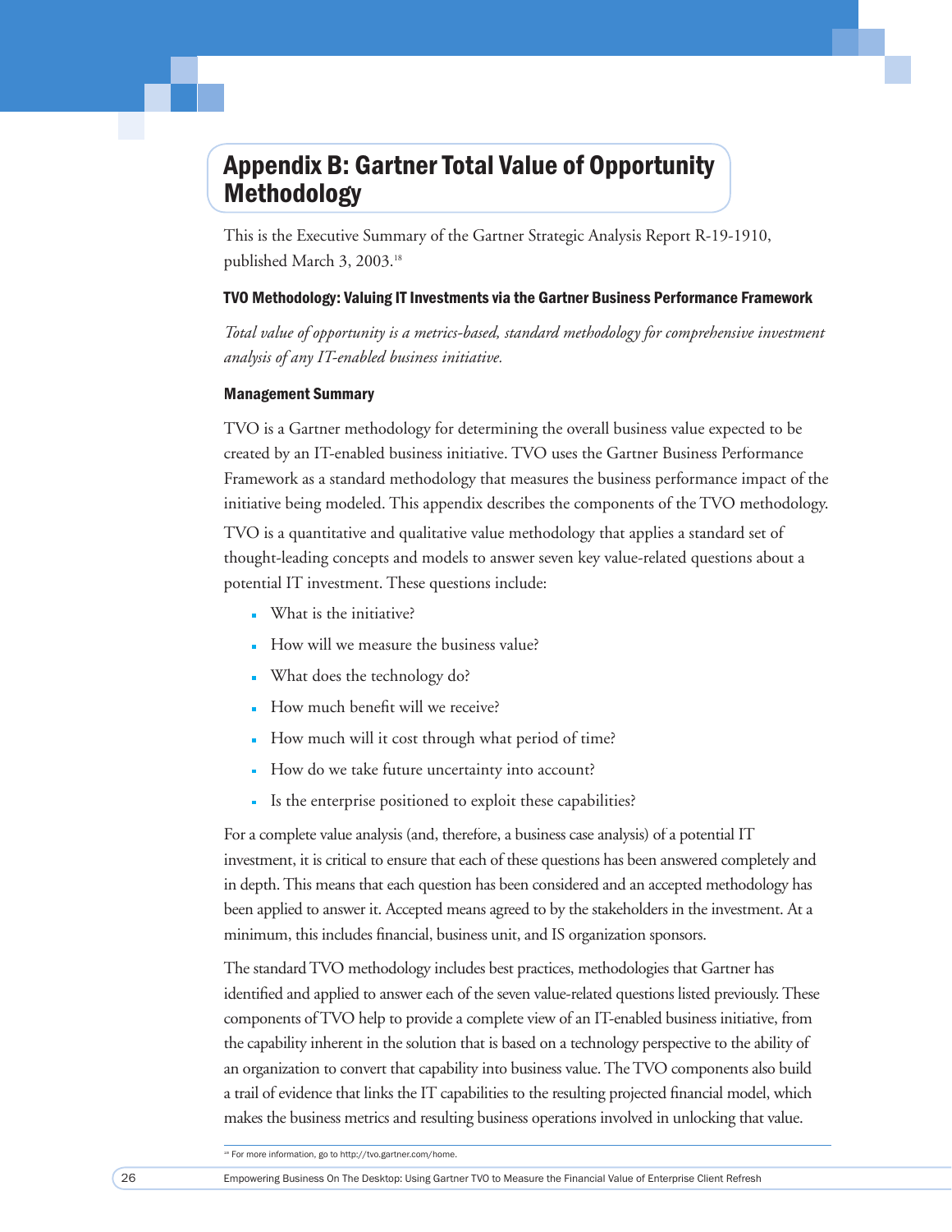# Appendix B: Gartner Total Value of Opportunity Methodology

This is the Executive Summary of the Gartner Strategic Analysis Report R-19-1910, published March 3, 2003.[18]

### TVO Methodology: Valuing IT Investments via the Gartner Business Performance Framework

*Total value of opportunity is a metrics-based, standard methodology for comprehensive investment analysis of any IT-enabled business initiative.*

#### Management Summary

TVO is a Gartner methodology for determining the overall business value expected to be created by an IT-enabled business initiative. TVO uses the Gartner Business Performance Framework as a standard methodology that measures the business performance impact of the initiative being modeled. This appendix describes the components of the TVO methodology.

TVO is a quantitative and qualitative value methodology that applies a standard set of thought-leading concepts and models to answer seven key value-related questions about a potential IT investment. These questions include:

- What is the initiative?
- How will we measure the business value?
- What does the technology do?
- How much benefit will we receive?
- How much will it cost through what period of time?
- How do we take future uncertainty into account?
- Is the enterprise positioned to exploit these capabilities?

For a complete value analysis (and, therefore, a business case analysis) of a potential IT investment, it is critical to ensure that each of these questions has been answered completely and in depth. This means that each question has been considered and an accepted methodology has been applied to answer it. Accepted means agreed to by the stakeholders in the investment. At a minimum, this includes financial, business unit, and IS organization sponsors.

The standard TVO methodology includes best practices, methodologies that Gartner has identified and applied to answer each of the seven value-related questions listed previously. These components of TVO help to provide a complete view of an IT-enabled business initiative, from the capability inherent in the solution that is based on a technology perspective to the ability of an organization to convert that capability into business value. The TVO components also build a trail of evidence that links the IT capabilities to the resulting projected financial model, which makes the business metrics and resulting business operations involved in unlocking that value.

[18] For more information, go to http://tvo.gartner.com/home.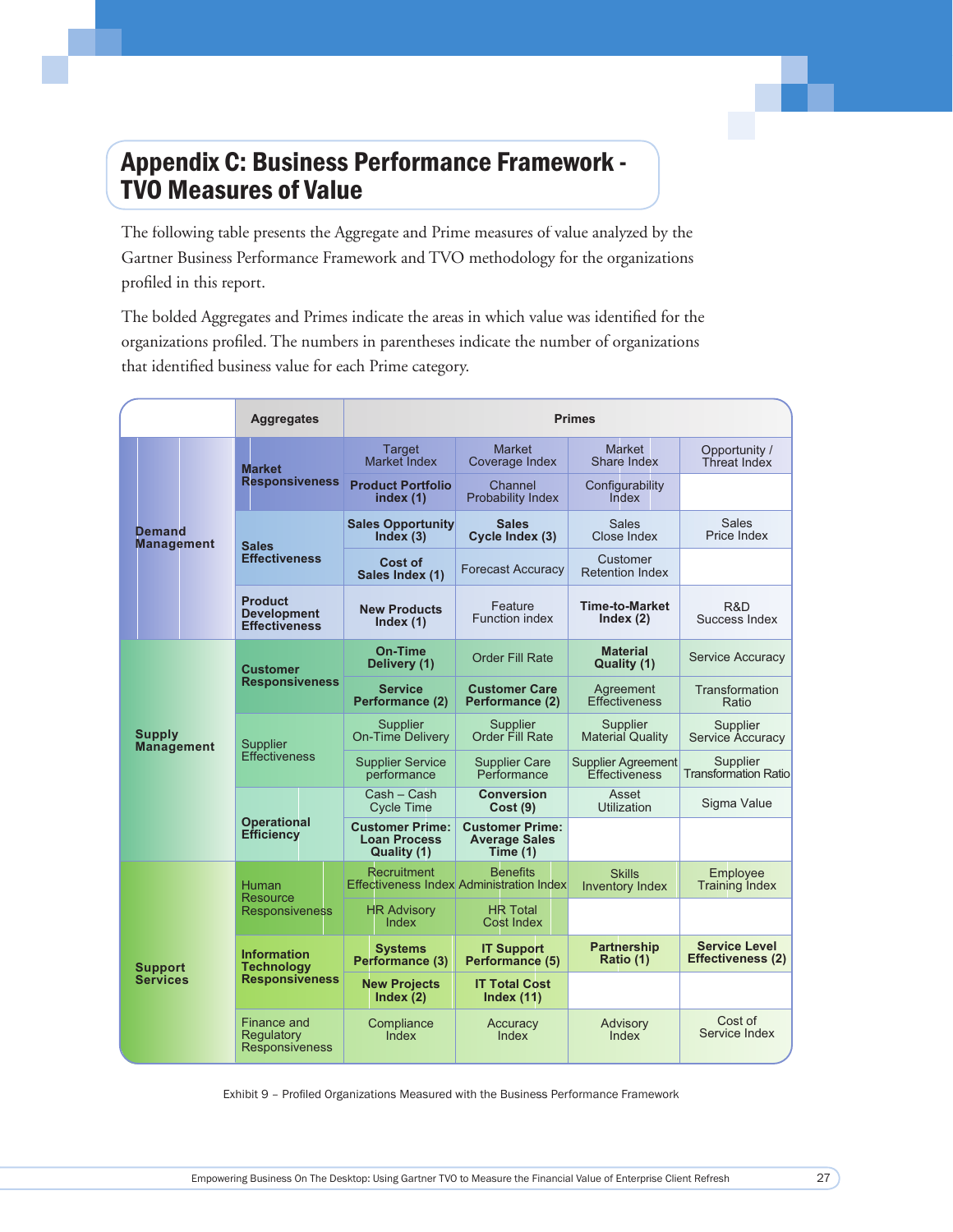# Appendix C: Business Performance Framework - TVO Measures of Value

The following table presents the Aggregate and Prime measures of value analyzed by the Gartner Business Performance Framework and TVO methodology for the organizations profiled in this report.

The bolded Aggregates and Primes indicate the areas in which value was identified for the organizations profiled. The numbers in parentheses indicate the number of organizations that identified business value for each Prime category.

| | Aggregates | Primes | | | |
|---|---|---|---|---|---|
| **Demand Management** | **Market Responsiveness** | Target Market Index | Market Coverage Index | Market Share Index | Opportunity / Threat Index |
| | | **Product Portfolio index (1)** | Channel Probability Index | Configurability Index | |
| | **Sales Effectiveness** | **Sales Opportunity Index (3)** | **Sales Cycle Index (3)** | Sales Close Index | Sales Price Index |
| | | **Cost of Sales Index (1)** | Forecast Accuracy | Customer Retention Index | |
| | **Product Development Effectiveness** | **New Products Index (1)** | Feature Function index | **Time-to-Market Index (2)** | R&D Success Index |
| **Supply Management** | **Customer Responsiveness** | **On-Time Delivery (1)** | Order Fill Rate | **Material Quality (1)** | Service Accuracy |
| | | **Service Performance (2)** | **Customer Care Performance (2)** | Agreement Effectiveness | Transformation Ratio |
| | Supplier Effectiveness | Supplier On-Time Delivery | Supplier Order Fill Rate | Supplier Material Quality | Supplier Service Accuracy |
| | | Supplier Service performance | Supplier Care Performance | Supplier Agreement Effectiveness | Supplier Transformation Ratio |
| | **Operational Efficiency** | Cash – Cash Cycle Time | **Conversion Cost (9)** | Asset Utilization | Sigma Value |
| | | **Customer Prime: Loan Process Quality (1)** | **Customer Prime: Average Sales Time (1)** | | |
| **Support Services** | Human Resource Responsiveness | Recruitment Effectiveness Index | Benefits Administration Index | Skills Inventory Index | Employee Training Index |
| | | HR Advisory Index | HR Total Cost Index | | |
| | **Information Technology Responsiveness** | **Systems Performance (3)** | **IT Support Performance (5)** | **Partnership Ratio (1)** | **Service Level Effectiveness (2)** |
| | | **New Projects Index (2)** | **IT Total Cost Index (11)** | | |
| | Finance and Regulatory Responsiveness | Compliance Index | Accuracy Index | Advisory Index | Cost of Service Index |

Exhibit 9 – Profiled Organizations Measured with the Business Performance Framework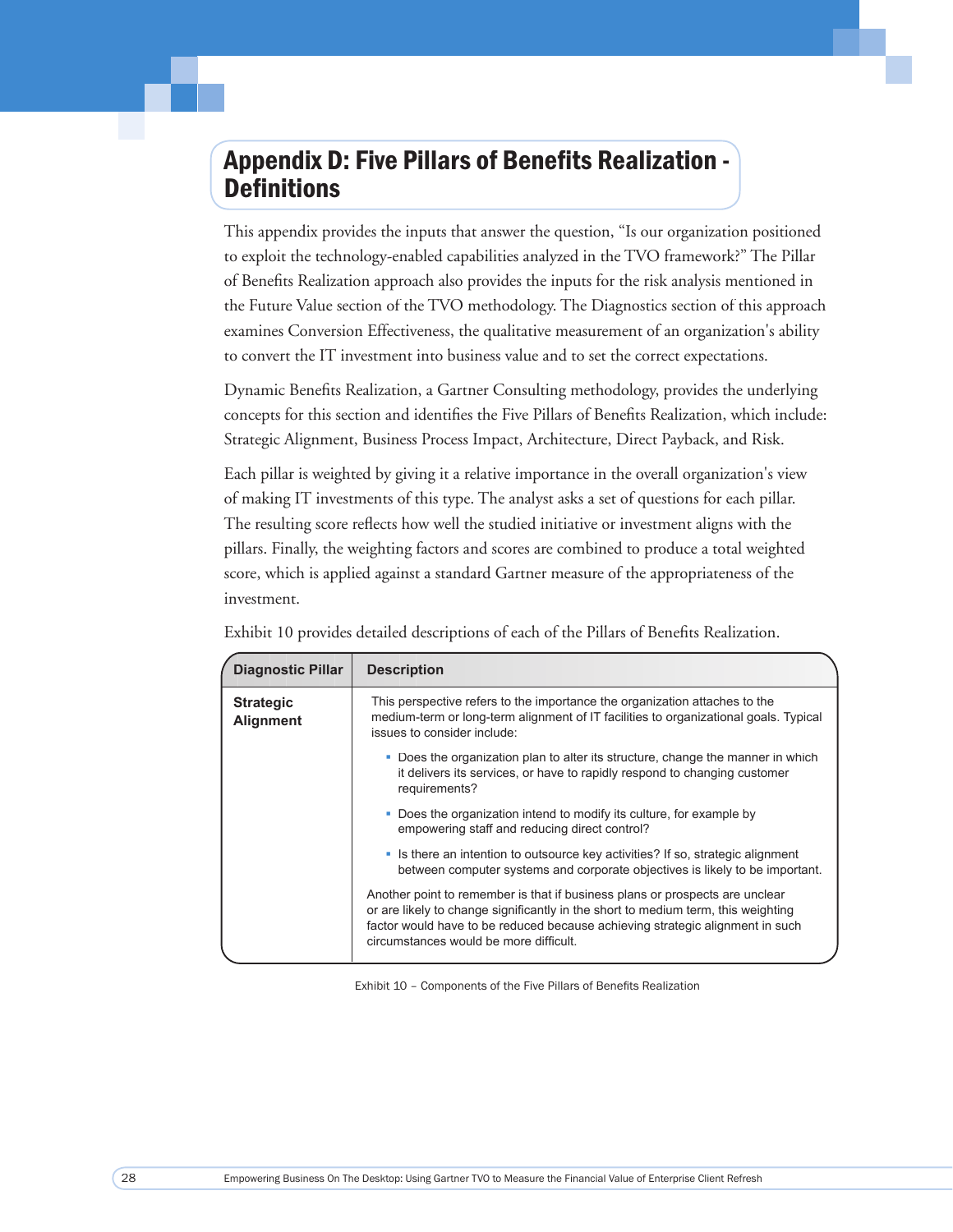# Appendix D: Five Pillars of Benefits Realization - Definitions

This appendix provides the inputs that answer the question, "Is our organization positioned to exploit the technology-enabled capabilities analyzed in the TVO framework?" The Pillar of Benefits Realization approach also provides the inputs for the risk analysis mentioned in the Future Value section of the TVO methodology. The Diagnostics section of this approach examines Conversion Effectiveness, the qualitative measurement of an organization's ability to convert the IT investment into business value and to set the correct expectations.

Dynamic Benefits Realization, a Gartner Consulting methodology, provides the underlying concepts for this section and identifies the Five Pillars of Benefits Realization, which include: Strategic Alignment, Business Process Impact, Architecture, Direct Payback, and Risk.

Each pillar is weighted by giving it a relative importance in the overall organization's view of making IT investments of this type. The analyst asks a set of questions for each pillar. The resulting score reflects how well the studied initiative or investment aligns with the pillars. Finally, the weighting factors and scores are combined to produce a total weighted score, which is applied against a standard Gartner measure of the appropriateness of the investment.

Exhibit 10 provides detailed descriptions of each of the Pillars of Benefits Realization.

| Diagnostic Pillar | Description |
|---|---|
| **Strategic Alignment** | This perspective refers to the importance the organization attaches to the medium-term or long-term alignment of IT facilities to organizational goals. Typical issues to consider include: <br>▪ Does the organization plan to alter its structure, change the manner in which it delivers its services, or have to rapidly respond to changing customer requirements? <br>▪ Does the organization intend to modify its culture, for example by empowering staff and reducing direct control? <br>▪ Is there an intention to outsource key activities? If so, strategic alignment between computer systems and corporate objectives is likely to be important. <br>Another point to remember is that if business plans or prospects are unclear or are likely to change significantly in the short to medium term, this weighting factor would have to be reduced because achieving strategic alignment in such circumstances would be more difficult. |

Exhibit 10 – Components of the Five Pillars of Benefits Realization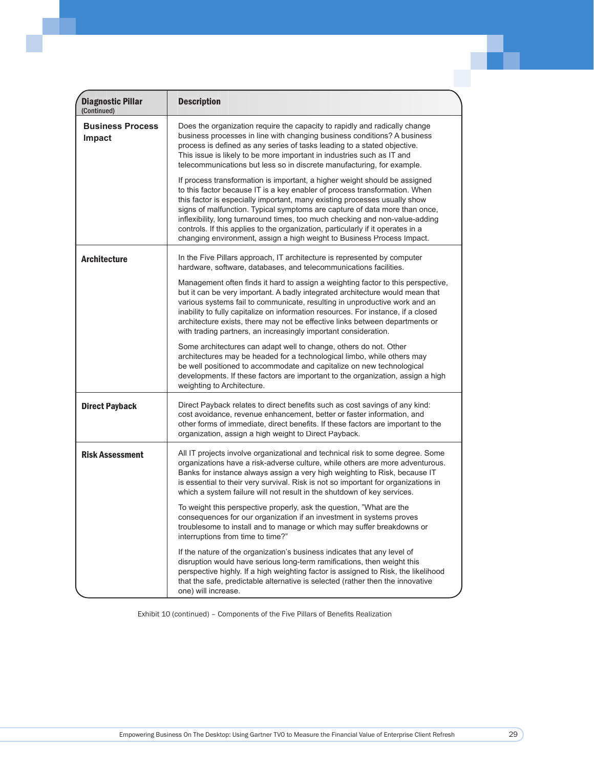| Diagnostic Pillar (Continued) | Description |
|---|---|
| **Business Process Impact** | Does the organization require the capacity to rapidly and radically change business processes in line with changing business conditions? A business process is defined as any series of tasks leading to a stated objective. This issue is likely to be more important in industries such as IT and telecommunications but less so in discrete manufacturing, for example.<br><br>If process transformation is important, a higher weight should be assigned to this factor because IT is a key enabler of process transformation. When this factor is especially important, many existing processes usually show signs of malfunction. Typical symptoms are capture of data more than once, inflexibility, long turnaround times, too much checking and non-value-adding controls. If this applies to the organization, particularly if it operates in a changing environment, assign a high weight to Business Process Impact. |
| **Architecture** | In the Five Pillars approach, IT architecture is represented by computer hardware, software, databases, and telecommunications facilities.<br><br>Management often finds it hard to assign a weighting factor to this perspective, but it can be very important. A badly integrated architecture would mean that various systems fail to communicate, resulting in unproductive work and an inability to fully capitalize on information resources. For instance, if a closed architecture exists, there may not be effective links between departments or with trading partners, an increasingly important consideration.<br><br>Some architectures can adapt well to change, others do not. Other architectures may be headed for a technological limbo, while others may be well positioned to accommodate and capitalize on new technological developments. If these factors are important to the organization, assign a high weighting to Architecture. |
| **Direct Payback** | Direct Payback relates to direct benefits such as cost savings of any kind: cost avoidance, revenue enhancement, better or faster information, and other forms of immediate, direct benefits. If these factors are important to the organization, assign a high weight to Direct Payback. |
| **Risk Assessment** | All IT projects involve organizational and technical risk to some degree. Some organizations have a risk-adverse culture, while others are more adventurous. Banks for instance always assign a very high weighting to Risk, because IT is essential to their very survival. Risk is not so important for organizations in which a system failure will not result in the shutdown of key services.<br><br>To weight this perspective properly, ask the question, "What are the consequences for our organization if an investment in systems proves troublesome to install and to manage or which may suffer breakdowns or interruptions from time to time?"<br><br>If the nature of the organization's business indicates that any level of disruption would have serious long-term ramifications, then weight this perspective highly. If a high weighting factor is assigned to Risk, the likelihood that the safe, predictable alternative is selected (rather then the innovative one) will increase. |

Exhibit 10 (continued) – Components of the Five Pillars of Benefits Realization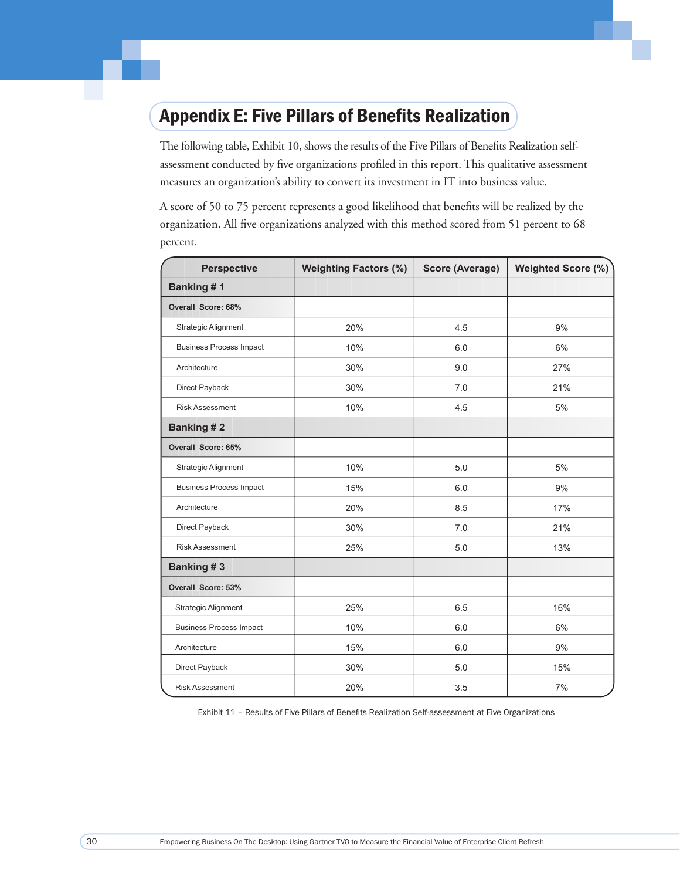## Appendix E: Five Pillars of Benefits Realization

The following table, Exhibit 10, shows the results of the Five Pillars of Benefits Realization self-assessment conducted by five organizations profiled in this report. This qualitative assessment measures an organization's ability to convert its investment in IT into business value.

A score of 50 to 75 percent represents a good likelihood that benefits will be realized by the organization. All five organizations analyzed with this method scored from 51 percent to 68 percent.

| Perspective | Weighting Factors (%) | Score (Average) | Weighted Score (%) |
|---|---|---|---|
| **Banking # 1** | | | |
| **Overall Score: 68%** | | | |
| Strategic Alignment | 20% | 4.5 | 9% |
| Business Process Impact | 10% | 6.0 | 6% |
| Architecture | 30% | 9.0 | 27% |
| Direct Payback | 30% | 7.0 | 21% |
| Risk Assessment | 10% | 4.5 | 5% |
| **Banking # 2** | | | |
| **Overall Score: 65%** | | | |
| Strategic Alignment | 10% | 5.0 | 5% |
| Business Process Impact | 15% | 6.0 | 9% |
| Architecture | 20% | 8.5 | 17% |
| Direct Payback | 30% | 7.0 | 21% |
| Risk Assessment | 25% | 5.0 | 13% |
| **Banking # 3** | | | |
| **Overall Score: 53%** | | | |
| Strategic Alignment | 25% | 6.5 | 16% |
| Business Process Impact | 10% | 6.0 | 6% |
| Architecture | 15% | 6.0 | 9% |
| Direct Payback | 30% | 5.0 | 15% |
| Risk Assessment | 20% | 3.5 | 7% |

Exhibit 11 – Results of Five Pillars of Benefits Realization Self-assessment at Five Organizations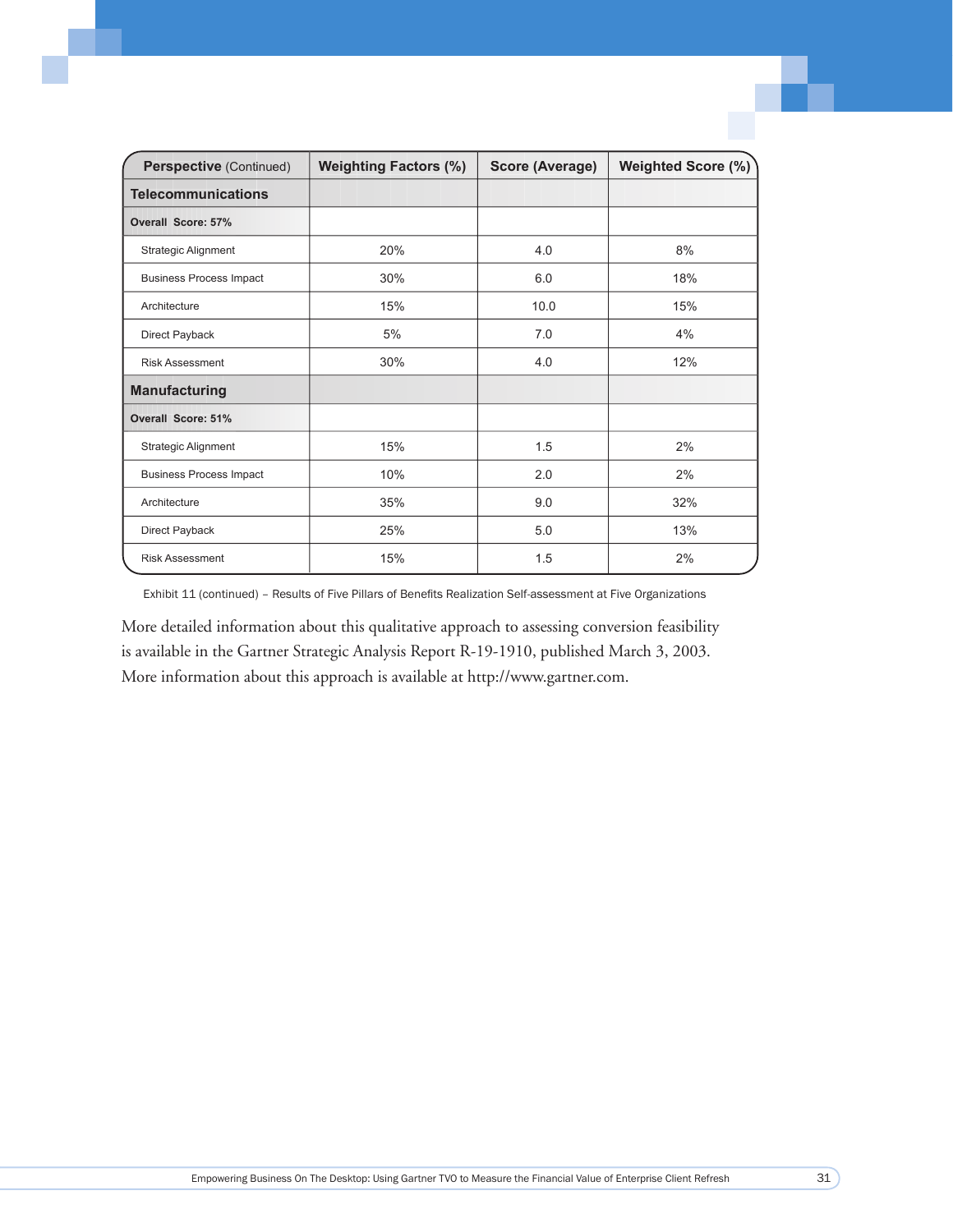| Perspective (Continued) | Weighting Factors (%) | Score (Average) | Weighted Score (%) |
|---|---|---|---|
| **Telecommunications** | | | |
| **Overall Score: 57%** | | | |
| Strategic Alignment | 20% | 4.0 | 8% |
| Business Process Impact | 30% | 6.0 | 18% |
| Architecture | 15% | 10.0 | 15% |
| Direct Payback | 5% | 7.0 | 4% |
| Risk Assessment | 30% | 4.0 | 12% |
| **Manufacturing** | | | |
| **Overall Score: 51%** | | | |
| Strategic Alignment | 15% | 1.5 | 2% |
| Business Process Impact | 10% | 2.0 | 2% |
| Architecture | 35% | 9.0 | 32% |
| Direct Payback | 25% | 5.0 | 13% |
| Risk Assessment | 15% | 1.5 | 2% |

Exhibit 11 (continued) – Results of Five Pillars of Benefits Realization Self-assessment at Five Organizations

More detailed information about this qualitative approach to assessing conversion feasibility is available in the Gartner Strategic Analysis Report R-19-1910, published March 3, 2003. More information about this approach is available at http://www.gartner.com.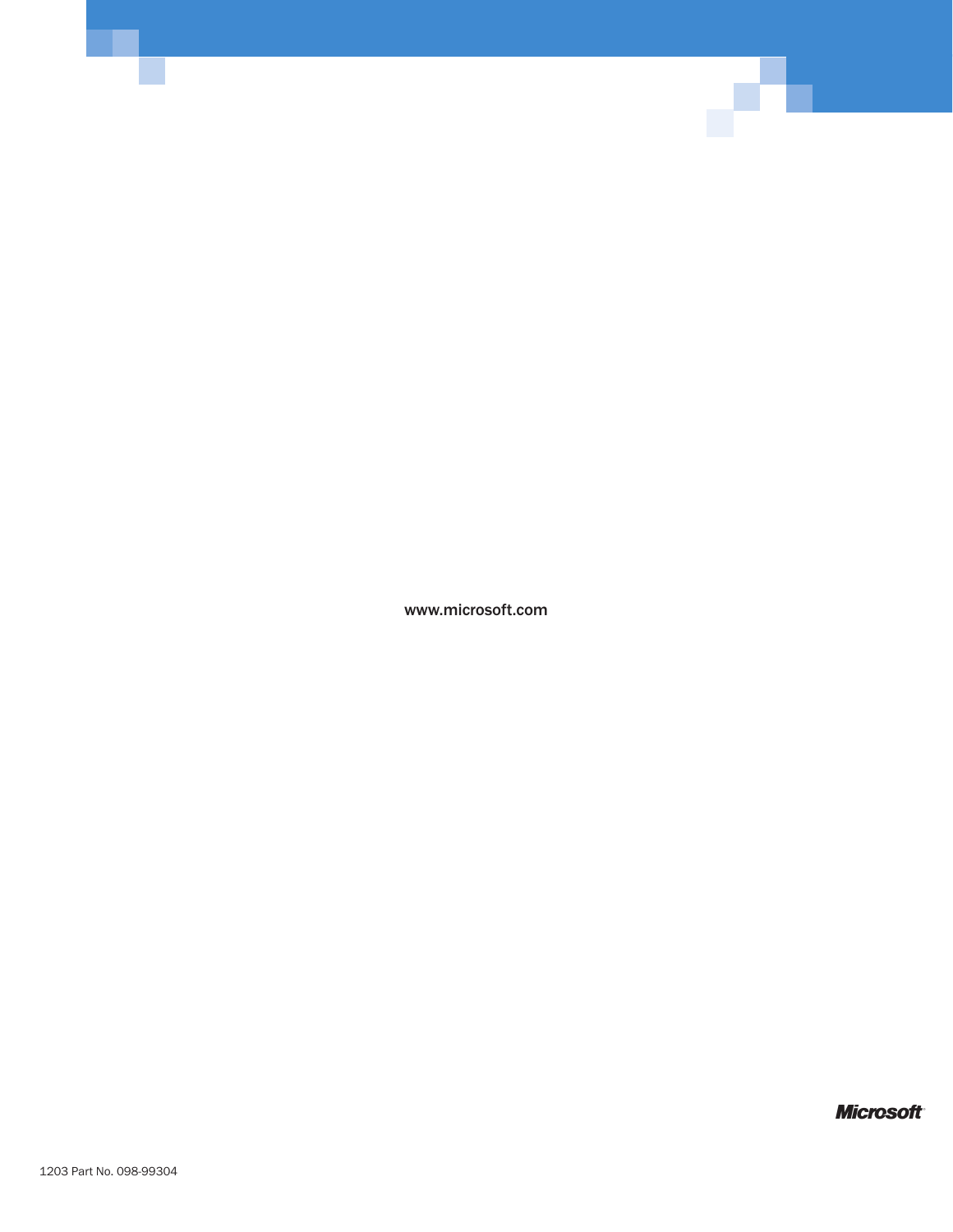www.microsoft.com

Microsoft

1203 Part No. 098-99304